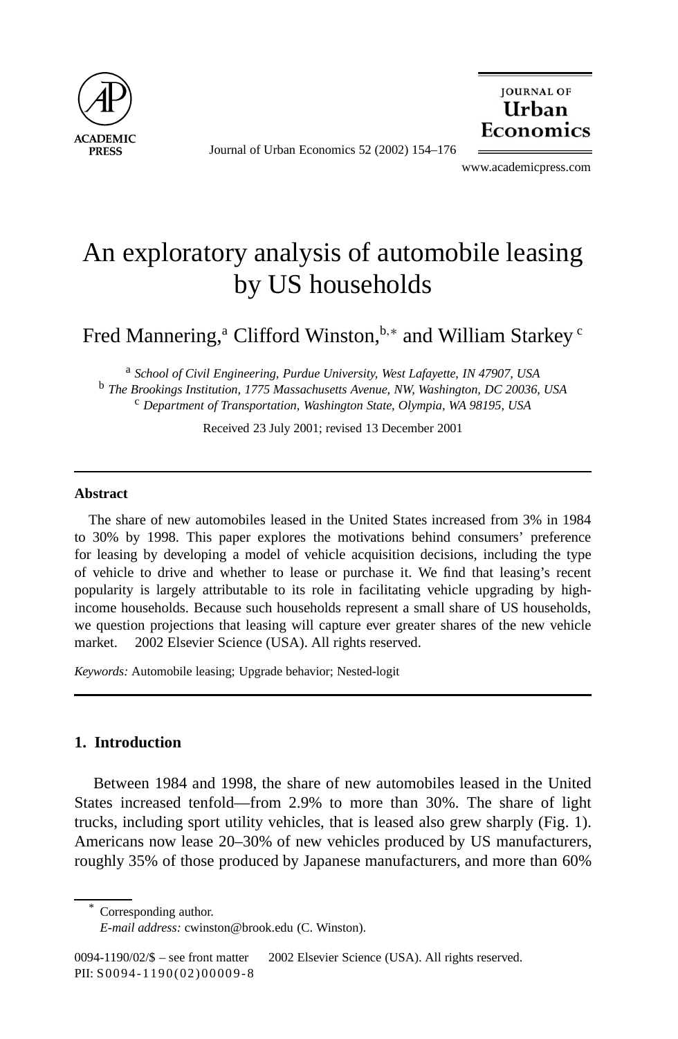# An exploratory analysis of automobile leasing by US households

Fred Mannering,[a] Clifford Winston,[b,*] and William Starkey [c]

[a] *School of Civil Engineering, Purdue University, West Lafayette, IN 47907, USA*
[b] *The Brookings Institution, 1775 Massachusetts Avenue, NW, Washington, DC 20036, USA*
[c] *Department of Transportation, Washington State, Olympia, WA 98195, USA*

Received 23 July 2001; revised 13 December 2001

---

### Abstract

The share of new automobiles leased in the United States increased from 3% in 1984 to 30% by 1998. This paper explores the motivations behind consumers' preference for leasing by developing a model of vehicle acquisition decisions, including the type of vehicle to drive and whether to lease or purchase it. We find that leasing's recent popularity is largely attributable to its role in facilitating vehicle upgrading by high-income households. Because such households represent a small share of US households, we question projections that leasing will capture ever greater shares of the new vehicle market. © 2002 Elsevier Science (USA). All rights reserved.

*Keywords:* Automobile leasing; Upgrade behavior; Nested-logit

---

## 1. Introduction

Between 1984 and 1998, the share of new automobiles leased in the United States increased tenfold—from 2.9% to more than 30%. The share of light trucks, including sport utility vehicles, that is leased also grew sharply (Fig. 1). Americans now lease 20–30% of new vehicles produced by US manufacturers, roughly 35% of those produced by Japanese manufacturers, and more than 60%

---

\* Corresponding author.
*E-mail address:* cwinston@brook.edu (C. Winston).

0094-1190/02/$ – see front matter © 2002 Elsevier Science (USA). All rights reserved.
PII: S0094-1190(02)00009-8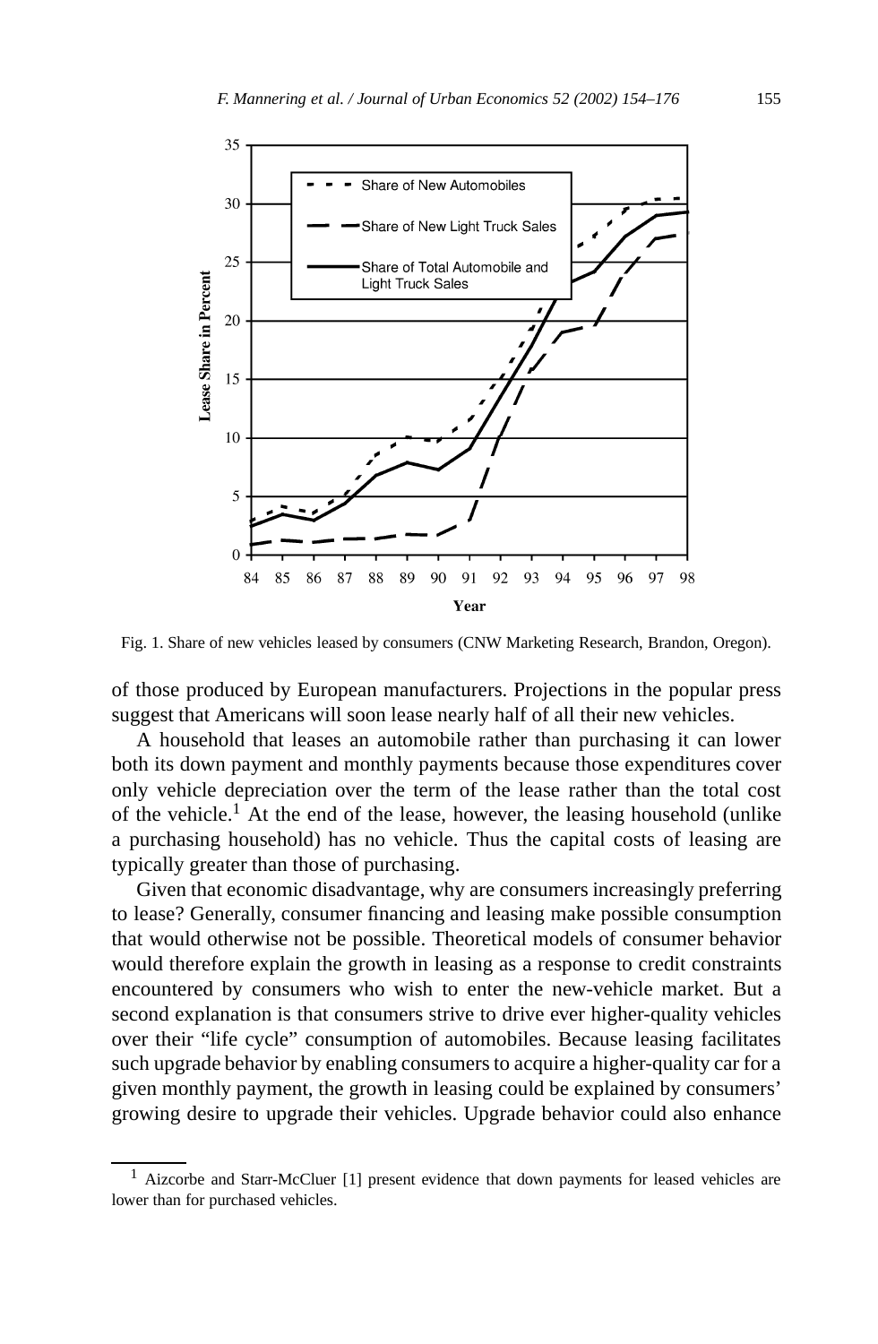Fig. 1. Share of new vehicles leased by consumers (CNW Marketing Research, Brandon, Oregon).

of those produced by European manufacturers. Projections in the popular press suggest that Americans will soon lease nearly half of all their new vehicles.

A household that leases an automobile rather than purchasing it can lower both its down payment and monthly payments because those expenditures cover only vehicle depreciation over the term of the lease rather than the total cost of the vehicle.[1] At the end of the lease, however, the leasing household (unlike a purchasing household) has no vehicle. Thus the capital costs of leasing are typically greater than those of purchasing.

Given that economic disadvantage, why are consumers increasingly preferring to lease? Generally, consumer financing and leasing make possible consumption that would otherwise not be possible. Theoretical models of consumer behavior would therefore explain the growth in leasing as a response to credit constraints encountered by consumers who wish to enter the new-vehicle market. But a second explanation is that consumers strive to drive ever higher-quality vehicles over their "life cycle" consumption of automobiles. Because leasing facilitates such upgrade behavior by enabling consumers to acquire a higher-quality car for a given monthly payment, the growth in leasing could be explained by consumers' growing desire to upgrade their vehicles. Upgrade behavior could also enhance

[1] Aizcorbe and Starr-McCluer [1] present evidence that down payments for leased vehicles are lower than for purchased vehicles.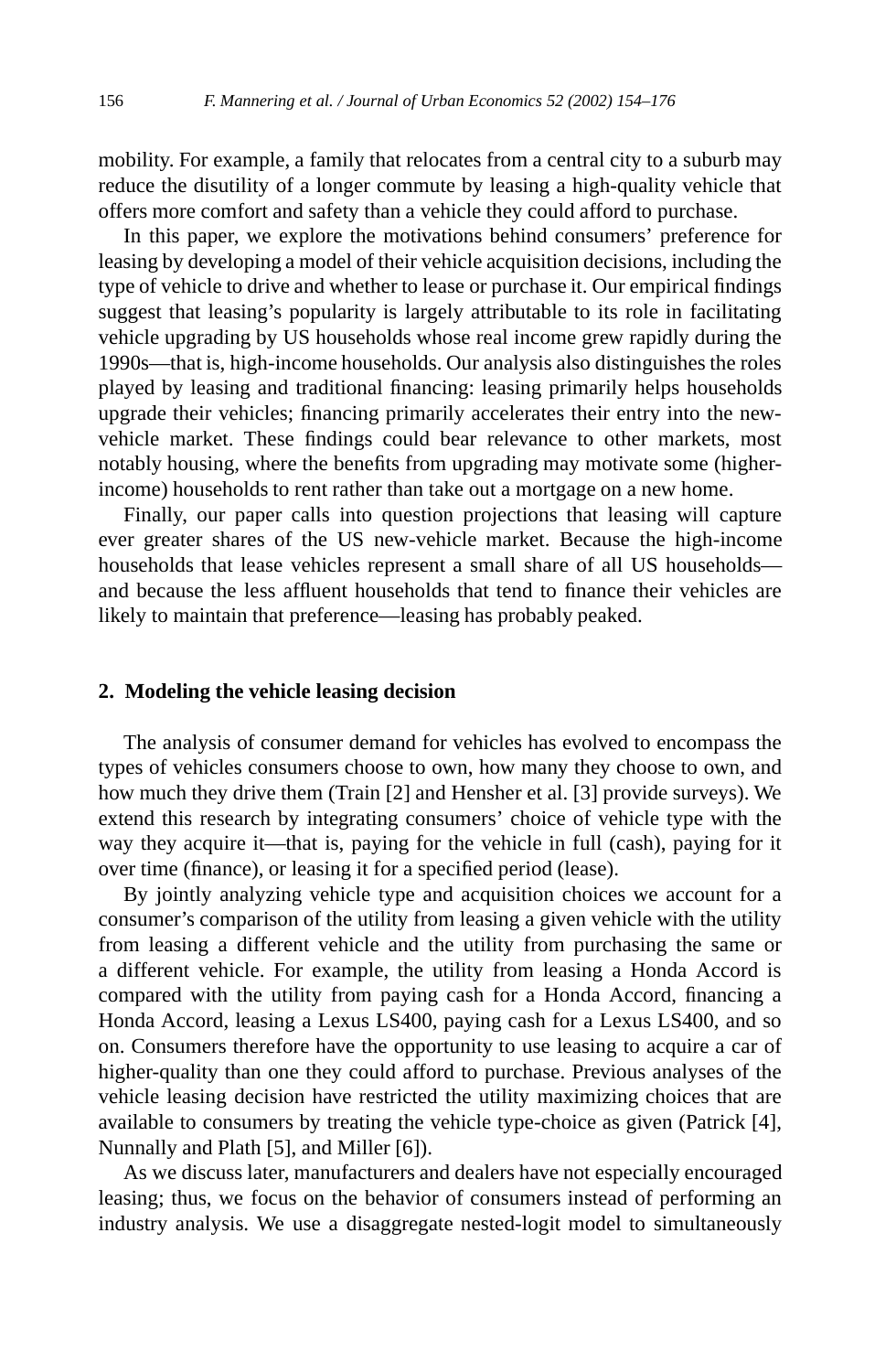mobility. For example, a family that relocates from a central city to a suburb may reduce the disutility of a longer commute by leasing a high-quality vehicle that offers more comfort and safety than a vehicle they could afford to purchase.

In this paper, we explore the motivations behind consumers' preference for leasing by developing a model of their vehicle acquisition decisions, including the type of vehicle to drive and whether to lease or purchase it. Our empirical findings suggest that leasing's popularity is largely attributable to its role in facilitating vehicle upgrading by US households whose real income grew rapidly during the 1990s—that is, high-income households. Our analysis also distinguishes the roles played by leasing and traditional financing: leasing primarily helps households upgrade their vehicles; financing primarily accelerates their entry into the new-vehicle market. These findings could bear relevance to other markets, most notably housing, where the benefits from upgrading may motivate some (higher-income) households to rent rather than take out a mortgage on a new home.

Finally, our paper calls into question projections that leasing will capture ever greater shares of the US new-vehicle market. Because the high-income households that lease vehicles represent a small share of all US households—and because the less affluent households that tend to finance their vehicles are likely to maintain that preference—leasing has probably peaked.

## 2. Modeling the vehicle leasing decision

The analysis of consumer demand for vehicles has evolved to encompass the types of vehicles consumers choose to own, how many they choose to own, and how much they drive them (Train [2] and Hensher et al. [3] provide surveys). We extend this research by integrating consumers' choice of vehicle type with the way they acquire it—that is, paying for the vehicle in full (cash), paying for it over time (finance), or leasing it for a specified period (lease).

By jointly analyzing vehicle type and acquisition choices we account for a consumer's comparison of the utility from leasing a given vehicle with the utility from leasing a different vehicle and the utility from purchasing the same or a different vehicle. For example, the utility from leasing a Honda Accord is compared with the utility from paying cash for a Honda Accord, financing a Honda Accord, leasing a Lexus LS400, paying cash for a Lexus LS400, and so on. Consumers therefore have the opportunity to use leasing to acquire a car of higher-quality than one they could afford to purchase. Previous analyses of the vehicle leasing decision have restricted the utility maximizing choices that are available to consumers by treating the vehicle type-choice as given (Patrick [4], Nunnally and Plath [5], and Miller [6]).

As we discuss later, manufacturers and dealers have not especially encouraged leasing; thus, we focus on the behavior of consumers instead of performing an industry analysis. We use a disaggregate nested-logit model to simultaneously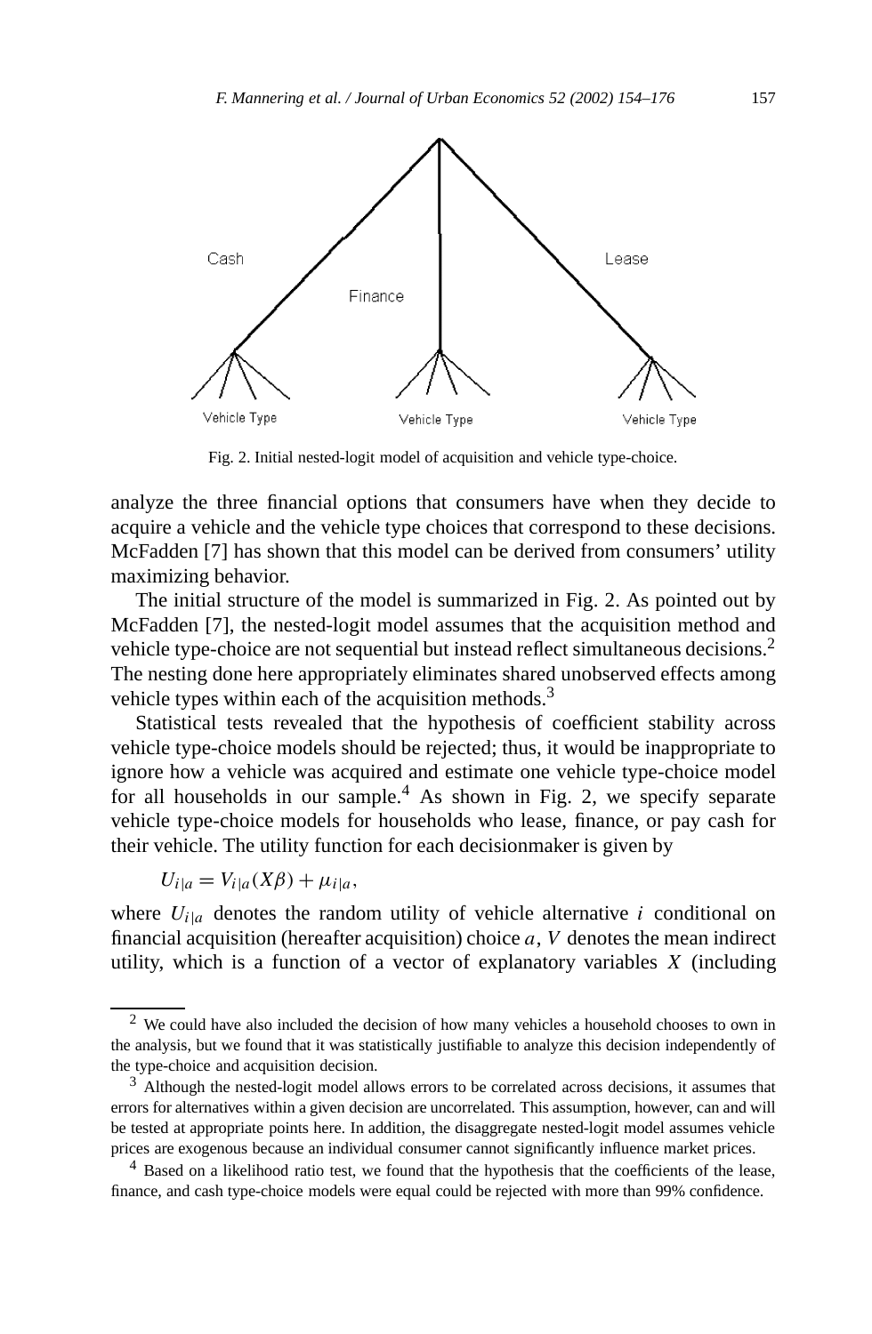Fig. 2. Initial nested-logit model of acquisition and vehicle type-choice.

analyze the three financial options that consumers have when they decide to acquire a vehicle and the vehicle type choices that correspond to these decisions. McFadden [7] has shown that this model can be derived from consumers' utility maximizing behavior.

The initial structure of the model is summarized in Fig. 2. As pointed out by McFadden [7], the nested-logit model assumes that the acquisition method and vehicle type-choice are not sequential but instead reflect simultaneous decisions.[2] The nesting done here appropriately eliminates shared unobserved effects among vehicle types within each of the acquisition methods.[3]

Statistical tests revealed that the hypothesis of coefficient stability across vehicle type-choice models should be rejected; thus, it would be inappropriate to ignore how a vehicle was acquired and estimate one vehicle type-choice model for all households in our sample.[4] As shown in Fig. 2, we specify separate vehicle type-choice models for households who lease, finance, or pay cash for their vehicle. The utility function for each decisionmaker is given by

$$U_{i|a} = V_{i|a}(X\beta) + \mu_{i|a},$$

where $U_{i|a}$ denotes the random utility of vehicle alternative $i$ conditional on financial acquisition (hereafter acquisition) choice $a$, $V$ denotes the mean indirect utility, which is a function of a vector of explanatory variables $X$ (including

---

[2] We could have also included the decision of how many vehicles a household chooses to own in the analysis, but we found that it was statistically justifiable to analyze this decision independently of the type-choice and acquisition decision.

[3] Although the nested-logit model allows errors to be correlated across decisions, it assumes that errors for alternatives within a given decision are uncorrelated. This assumption, however, can and will be tested at appropriate points here. In addition, the disaggregate nested-logit model assumes vehicle prices are exogenous because an individual consumer cannot significantly influence market prices.

[4] Based on a likelihood ratio test, we found that the hypothesis that the coefficients of the lease, finance, and cash type-choice models were equal could be rejected with more than 99% confidence.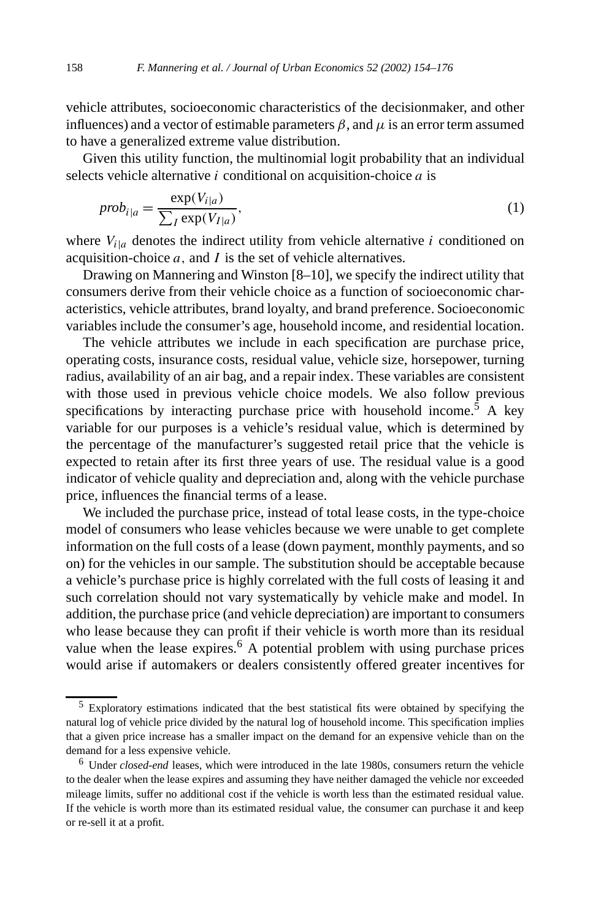vehicle attributes, socioeconomic characteristics of the decisionmaker, and other influences) and a vector of estimable parameters $\beta$, and $\mu$ is an error term assumed to have a generalized extreme value distribution.

Given this utility function, the multinomial logit probability that an individual selects vehicle alternative $i$ conditional on acquisition-choice $a$ is

$$prob_{i|a} = \frac{\exp(V_{i|a})}{\sum_I \exp(V_{I|a})}, \tag{1}$$

where $V_{i|a}$ denotes the indirect utility from vehicle alternative $i$ conditioned on acquisition-choice $a$, and $I$ is the set of vehicle alternatives.

Drawing on Mannering and Winston [8–10], we specify the indirect utility that consumers derive from their vehicle choice as a function of socioeconomic characteristics, vehicle attributes, brand loyalty, and brand preference. Socioeconomic variables include the consumer's age, household income, and residential location.

The vehicle attributes we include in each specification are purchase price, operating costs, insurance costs, residual value, vehicle size, horsepower, turning radius, availability of an air bag, and a repair index. These variables are consistent with those used in previous vehicle choice models. We also follow previous specifications by interacting purchase price with household income.[5] A key variable for our purposes is a vehicle's residual value, which is determined by the percentage of the manufacturer's suggested retail price that the vehicle is expected to retain after its first three years of use. The residual value is a good indicator of vehicle quality and depreciation and, along with the vehicle purchase price, influences the financial terms of a lease.

We included the purchase price, instead of total lease costs, in the type-choice model of consumers who lease vehicles because we were unable to get complete information on the full costs of a lease (down payment, monthly payments, and so on) for the vehicles in our sample. The substitution should be acceptable because a vehicle's purchase price is highly correlated with the full costs of leasing it and such correlation should not vary systematically by vehicle make and model. In addition, the purchase price (and vehicle depreciation) are important to consumers who lease because they can profit if their vehicle is worth more than its residual value when the lease expires.[6] A potential problem with using purchase prices would arise if automakers or dealers consistently offered greater incentives for

---

[5] Exploratory estimations indicated that the best statistical fits were obtained by specifying the natural log of vehicle price divided by the natural log of household income. This specification implies that a given price increase has a smaller impact on the demand for an expensive vehicle than on the demand for a less expensive vehicle.

[6] Under *closed-end* leases, which were introduced in the late 1980s, consumers return the vehicle to the dealer when the lease expires and assuming they have neither damaged the vehicle nor exceeded mileage limits, suffer no additional cost if the vehicle is worth less than the estimated residual value. If the vehicle is worth more than its estimated residual value, the consumer can purchase it and keep or re-sell it at a profit.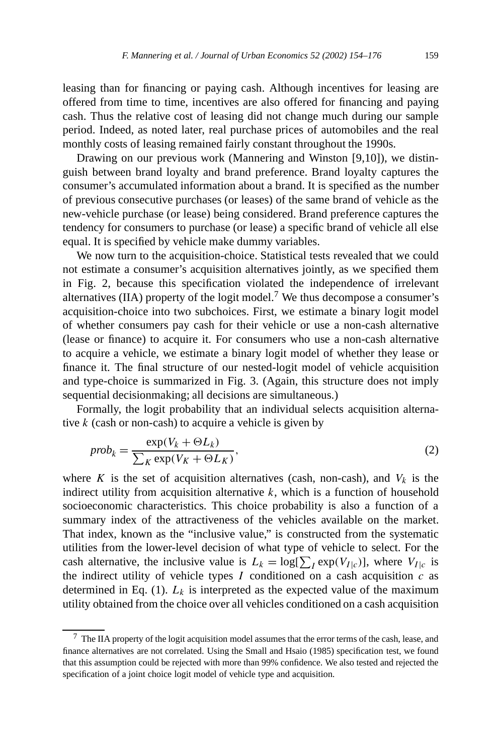leasing than for financing or paying cash. Although incentives for leasing are offered from time to time, incentives are also offered for financing and paying cash. Thus the relative cost of leasing did not change much during our sample period. Indeed, as noted later, real purchase prices of automobiles and the real monthly costs of leasing remained fairly constant throughout the 1990s.

Drawing on our previous work (Mannering and Winston [9,10]), we distinguish between brand loyalty and brand preference. Brand loyalty captures the consumer's accumulated information about a brand. It is specified as the number of previous consecutive purchases (or leases) of the same brand of vehicle as the new-vehicle purchase (or lease) being considered. Brand preference captures the tendency for consumers to purchase (or lease) a specific brand of vehicle all else equal. It is specified by vehicle make dummy variables.

We now turn to the acquisition-choice. Statistical tests revealed that we could not estimate a consumer's acquisition alternatives jointly, as we specified them in Fig. 2, because this specification violated the independence of irrelevant alternatives (IIA) property of the logit model.[7] We thus decompose a consumer's acquisition-choice into two subchoices. First, we estimate a binary logit model of whether consumers pay cash for their vehicle or use a non-cash alternative (lease or finance) to acquire it. For consumers who use a non-cash alternative to acquire a vehicle, we estimate a binary logit model of whether they lease or finance it. The final structure of our nested-logit model of vehicle acquisition and type-choice is summarized in Fig. 3. (Again, this structure does not imply sequential decisionmaking; all decisions are simultaneous.)

Formally, the logit probability that an individual selects acquisition alternative $k$ (cash or non-cash) to acquire a vehicle is given by

$$prob_k = \frac{\exp(V_k + \Theta L_k)}{\sum_K \exp(V_K + \Theta L_K)}, \tag{2}$$

where $K$ is the set of acquisition alternatives (cash, non-cash), and $V_k$ is the indirect utility from acquisition alternative $k$, which is a function of household socioeconomic characteristics. This choice probability is also a function of a summary index of the attractiveness of the vehicles available on the market. That index, known as the "inclusive value," is constructed from the systematic utilities from the lower-level decision of what type of vehicle to select. For the cash alternative, the inclusive value is $L_k = \log[\sum_I \exp(V_{I|c})]$, where $V_{I|c}$ is the indirect utility of vehicle types $I$ conditioned on a cash acquisition $c$ as determined in Eq. (1). $L_k$ is interpreted as the expected value of the maximum utility obtained from the choice over all vehicles conditioned on a cash acquisition

[7] The IIA property of the logit acquisition model assumes that the error terms of the cash, lease, and finance alternatives are not correlated. Using the Small and Hsaio (1985) specification test, we found that this assumption could be rejected with more than 99% confidence. We also tested and rejected the specification of a joint choice logit model of vehicle type and acquisition.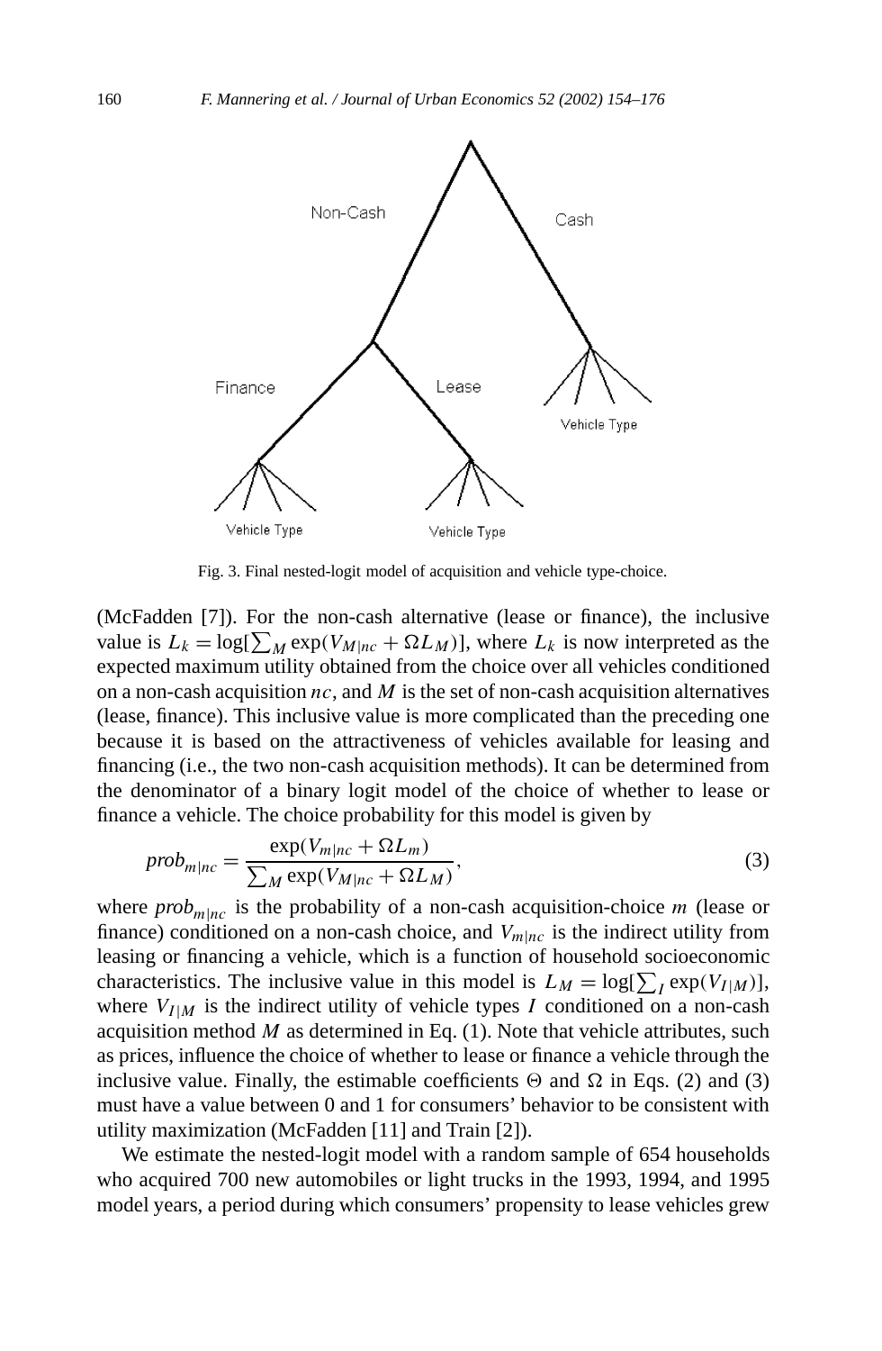Fig. 3. Final nested-logit model of acquisition and vehicle type-choice.

(McFadden [7]). For the non-cash alternative (lease or finance), the inclusive value is $L_k = \log[\sum_M \exp(V_{M|nc} + \Omega L_M)]$, where $L_k$ is now interpreted as the expected maximum utility obtained from the choice over all vehicles conditioned on a non-cash acquisition $nc$, and $M$ is the set of non-cash acquisition alternatives (lease, finance). This inclusive value is more complicated than the preceding one because it is based on the attractiveness of vehicles available for leasing and financing (i.e., the two non-cash acquisition methods). It can be determined from the denominator of a binary logit model of the choice of whether to lease or finance a vehicle. The choice probability for this model is given by

$$prob_{m|nc} = \frac{\exp(V_{m|nc} + \Omega L_m)}{\sum_M \exp(V_{M|nc} + \Omega L_M)}, \tag{3}$$

where $prob_{m|nc}$ is the probability of a non-cash acquisition-choice $m$ (lease or finance) conditioned on a non-cash choice, and $V_{m|nc}$ is the indirect utility from leasing or financing a vehicle, which is a function of household socioeconomic characteristics. The inclusive value in this model is $L_M = \log[\sum_I \exp(V_{I|M})]$, where $V_{I|M}$ is the indirect utility of vehicle types $I$ conditioned on a non-cash acquisition method $M$ as determined in Eq. (1). Note that vehicle attributes, such as prices, influence the choice of whether to lease or finance a vehicle through the inclusive value. Finally, the estimable coefficients $\Theta$ and $\Omega$ in Eqs. (2) and (3) must have a value between 0 and 1 for consumers' behavior to be consistent with utility maximization (McFadden [11] and Train [2]).

We estimate the nested-logit model with a random sample of 654 households who acquired 700 new automobiles or light trucks in the 1993, 1994, and 1995 model years, a period during which consumers' propensity to lease vehicles grew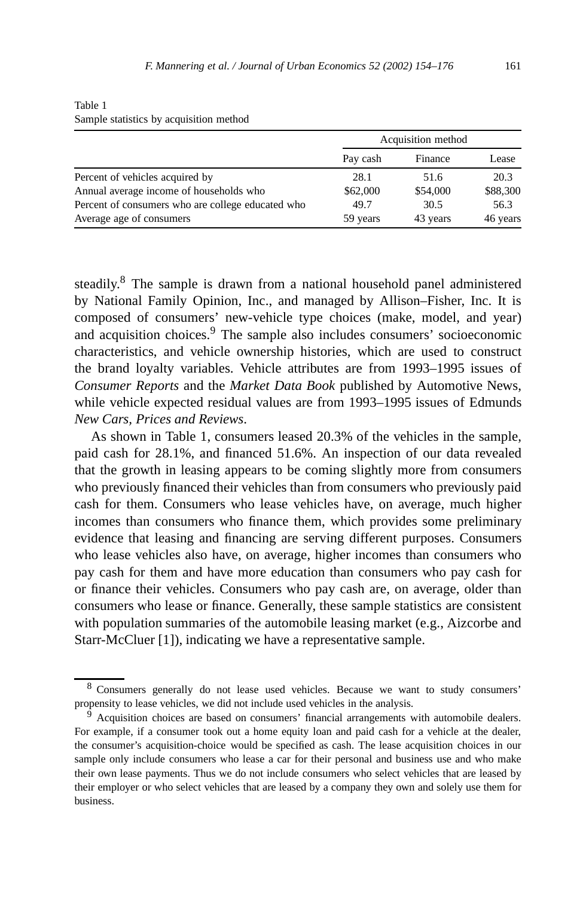Table 1
Sample statistics by acquisition method

| | Acquisition method | | |
|---|---|---|---|
| | Pay cash | Finance | Lease |
| Percent of vehicles acquired by | 28.1 | 51.6 | 20.3 |
| Annual average income of households who | $62,000 | $54,000 | $88,300 |
| Percent of consumers who are college educated who | 49.7 | 30.5 | 56.3 |
| Average age of consumers | 59 years | 43 years | 46 years |

steadily.[8] The sample is drawn from a national household panel administered by National Family Opinion, Inc., and managed by Allison–Fisher, Inc. It is composed of consumers' new-vehicle type choices (make, model, and year) and acquisition choices.[9] The sample also includes consumers' socioeconomic characteristics, and vehicle ownership histories, which are used to construct the brand loyalty variables. Vehicle attributes are from 1993–1995 issues of *Consumer Reports* and the *Market Data Book* published by Automotive News, while vehicle expected residual values are from 1993–1995 issues of Edmunds *New Cars, Prices and Reviews*.

As shown in Table 1, consumers leased 20.3% of the vehicles in the sample, paid cash for 28.1%, and financed 51.6%. An inspection of our data revealed that the growth in leasing appears to be coming slightly more from consumers who previously financed their vehicles than from consumers who previously paid cash for them. Consumers who lease vehicles have, on average, much higher incomes than consumers who finance them, which provides some preliminary evidence that leasing and financing are serving different purposes. Consumers who lease vehicles also have, on average, higher incomes than consumers who pay cash for them and have more education than consumers who pay cash for or finance their vehicles. Consumers who pay cash are, on average, older than consumers who lease or finance. Generally, these sample statistics are consistent with population summaries of the automobile leasing market (e.g., Aizcorbe and Starr-McCluer [1]), indicating we have a representative sample.

[8] Consumers generally do not lease used vehicles. Because we want to study consumers' propensity to lease vehicles, we did not include used vehicles in the analysis.

[9] Acquisition choices are based on consumers' financial arrangements with automobile dealers. For example, if a consumer took out a home equity loan and paid cash for a vehicle at the dealer, the consumer's acquisition-choice would be specified as cash. The lease acquisition choices in our sample only include consumers who lease a car for their personal and business use and who make their own lease payments. Thus we do not include consumers who select vehicles that are leased by their employer or who select vehicles that are leased by a company they own and solely use them for business.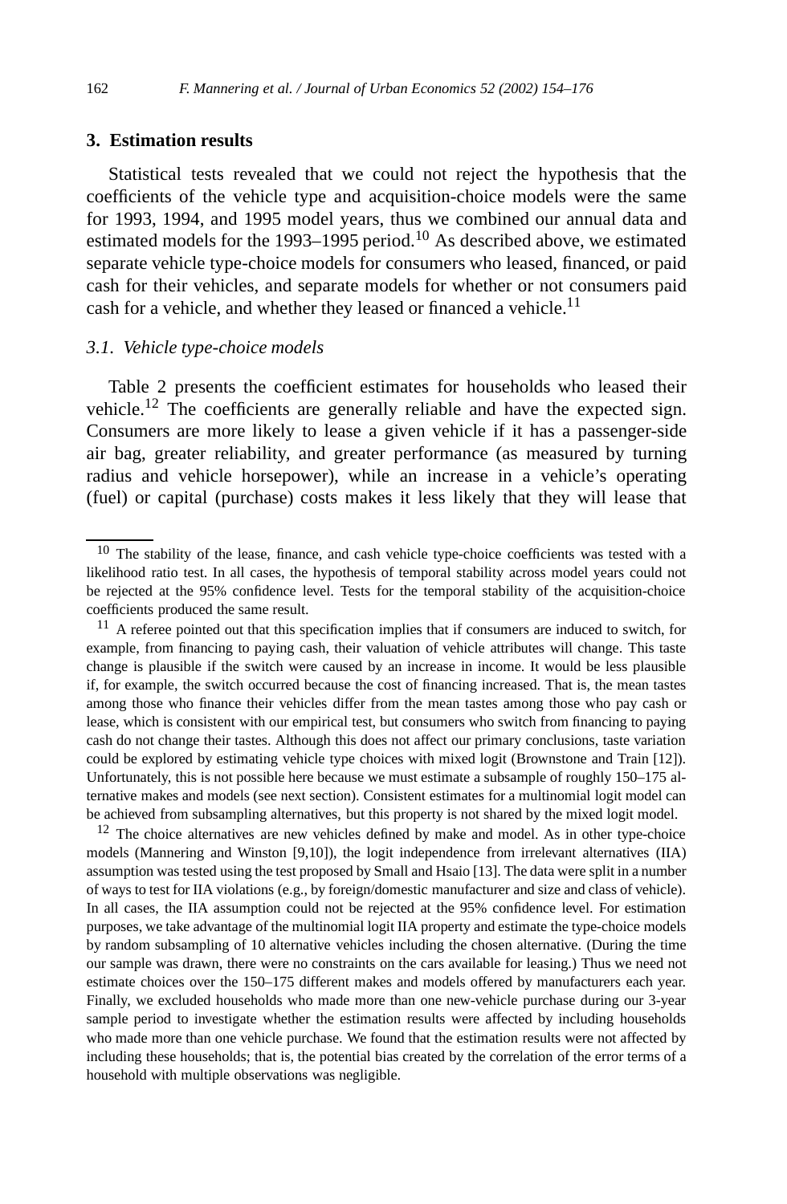## 3. Estimation results

Statistical tests revealed that we could not reject the hypothesis that the coefficients of the vehicle type and acquisition-choice models were the same for 1993, 1994, and 1995 model years, thus we combined our annual data and estimated models for the 1993–1995 period.[10] As described above, we estimated separate vehicle type-choice models for consumers who leased, financed, or paid cash for their vehicles, and separate models for whether or not consumers paid cash for a vehicle, and whether they leased or financed a vehicle.[11]

### 3.1. *Vehicle type-choice models*

Table 2 presents the coefficient estimates for households who leased their vehicle.[12] The coefficients are generally reliable and have the expected sign. Consumers are more likely to lease a given vehicle if it has a passenger-side air bag, greater reliability, and greater performance (as measured by turning radius and vehicle horsepower), while an increase in a vehicle's operating (fuel) or capital (purchase) costs makes it less likely that they will lease that

---

[10] The stability of the lease, finance, and cash vehicle type-choice coefficients was tested with a likelihood ratio test. In all cases, the hypothesis of temporal stability across model years could not be rejected at the 95% confidence level. Tests for the temporal stability of the acquisition-choice coefficients produced the same result.

[11] A referee pointed out that this specification implies that if consumers are induced to switch, for example, from financing to paying cash, their valuation of vehicle attributes will change. This taste change is plausible if the switch were caused by an increase in income. It would be less plausible if, for example, the switch occurred because the cost of financing increased. That is, the mean tastes among those who finance their vehicles differ from the mean tastes among those who pay cash or lease, which is consistent with our empirical test, but consumers who switch from financing to paying cash do not change their tastes. Although this does not affect our primary conclusions, taste variation could be explored by estimating vehicle type choices with mixed logit (Brownstone and Train [12]). Unfortunately, this is not possible here because we must estimate a subsample of roughly 150–175 alternative makes and models (see next section). Consistent estimates for a multinomial logit model can be achieved from subsampling alternatives, but this property is not shared by the mixed logit model.

[12] The choice alternatives are new vehicles defined by make and model. As in other type-choice models (Mannering and Winston [9,10]), the logit independence from irrelevant alternatives (IIA) assumption was tested using the test proposed by Small and Hsaio [13]. The data were split in a number of ways to test for IIA violations (e.g., by foreign/domestic manufacturer and size and class of vehicle). In all cases, the IIA assumption could not be rejected at the 95% confidence level. For estimation purposes, we take advantage of the multinomial logit IIA property and estimate the type-choice models by random subsampling of 10 alternative vehicles including the chosen alternative. (During the time our sample was drawn, there were no constraints on the cars available for leasing.) Thus we need not estimate choices over the 150–175 different makes and models offered by manufacturers each year. Finally, we excluded households who made more than one new-vehicle purchase during our 3-year sample period to investigate whether the estimation results were affected by including households who made more than one vehicle purchase. We found that the estimation results were not affected by including these households; that is, the potential bias created by the correlation of the error terms of a household with multiple observations was negligible.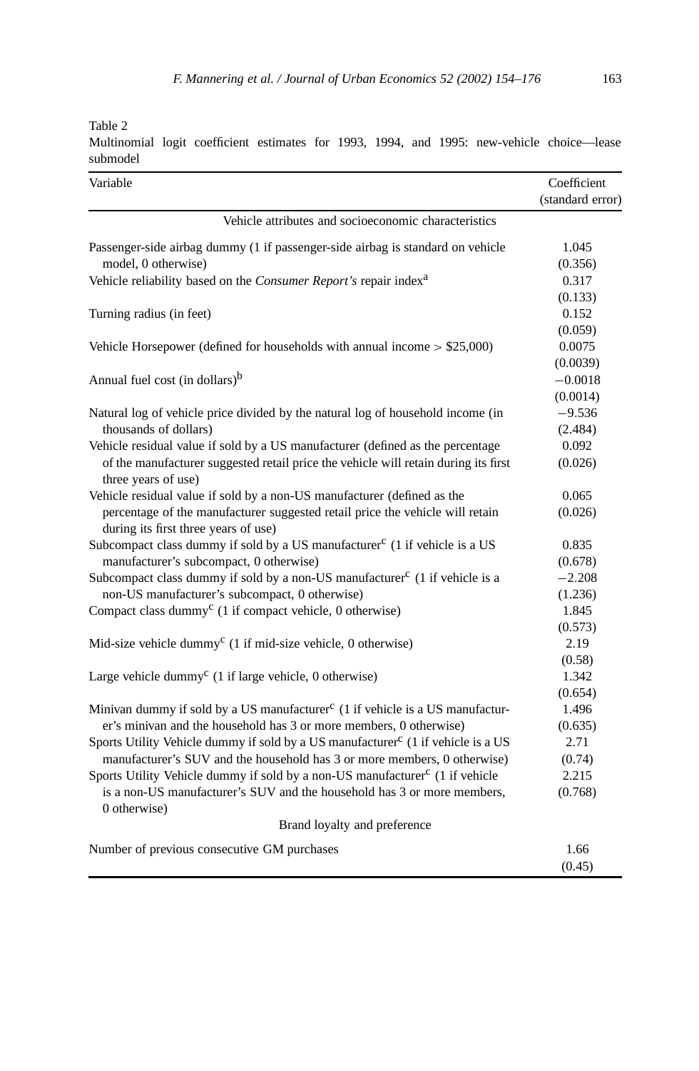Table 2
Multinomial logit coefficient estimates for 1993, 1994, and 1995: new-vehicle choice—lease submodel

| Variable | Coefficient (standard error) |
|---|---|
| **Vehicle attributes and socioeconomic characteristics** | |
| Passenger-side airbag dummy (1 if passenger-side airbag is standard on vehicle model, 0 otherwise) | 1.045 (0.356) |
| Vehicle reliability based on the *Consumer Report's* repair index[a] | 0.317 (0.133) |
| Turning radius (in feet) | 0.152 (0.059) |
| Vehicle Horsepower (defined for households with annual income > \$25,000) | 0.0075 (0.0039) |
| Annual fuel cost (in dollars)[b] | −0.0018 (0.0014) |
| Natural log of vehicle price divided by the natural log of household income (in thousands of dollars) | −9.536 (2.484) |
| Vehicle residual value if sold by a US manufacturer (defined as the percentage of the manufacturer suggested retail price the vehicle will retain during its first three years of use) | 0.092 (0.026) |
| Vehicle residual value if sold by a non-US manufacturer (defined as the percentage of the manufacturer suggested retail price the vehicle will retain during its first three years of use) | 0.065 (0.026) |
| Subcompact class dummy if sold by a US manufacturer[c] (1 if vehicle is a US manufacturer's subcompact, 0 otherwise) | 0.835 (0.678) |
| Subcompact class dummy if sold by a non-US manufacturer[c] (1 if vehicle is a non-US manufacturer's subcompact, 0 otherwise) | −2.208 (1.236) |
| Compact class dummy[c] (1 if compact vehicle, 0 otherwise) | 1.845 (0.573) |
| Mid-size vehicle dummy[c] (1 if mid-size vehicle, 0 otherwise) | 2.19 (0.58) |
| Large vehicle dummy[c] (1 if large vehicle, 0 otherwise) | 1.342 (0.654) |
| Minivan dummy if sold by a US manufacturer[c] (1 if vehicle is a US manufacturer's minivan and the household has 3 or more members, 0 otherwise) | 1.496 (0.635) |
| Sports Utility Vehicle dummy if sold by a US manufacturer[c] (1 if vehicle is a US manufacturer's SUV and the household has 3 or more members, 0 otherwise) | 2.71 (0.74) |
| Sports Utility Vehicle dummy if sold by a non-US manufacturer[c] (1 if vehicle is a non-US manufacturer's SUV and the household has 3 or more members, 0 otherwise) | 2.215 (0.768) |
| **Brand loyalty and preference** | |
| Number of previous consecutive GM purchases | 1.66 (0.45) |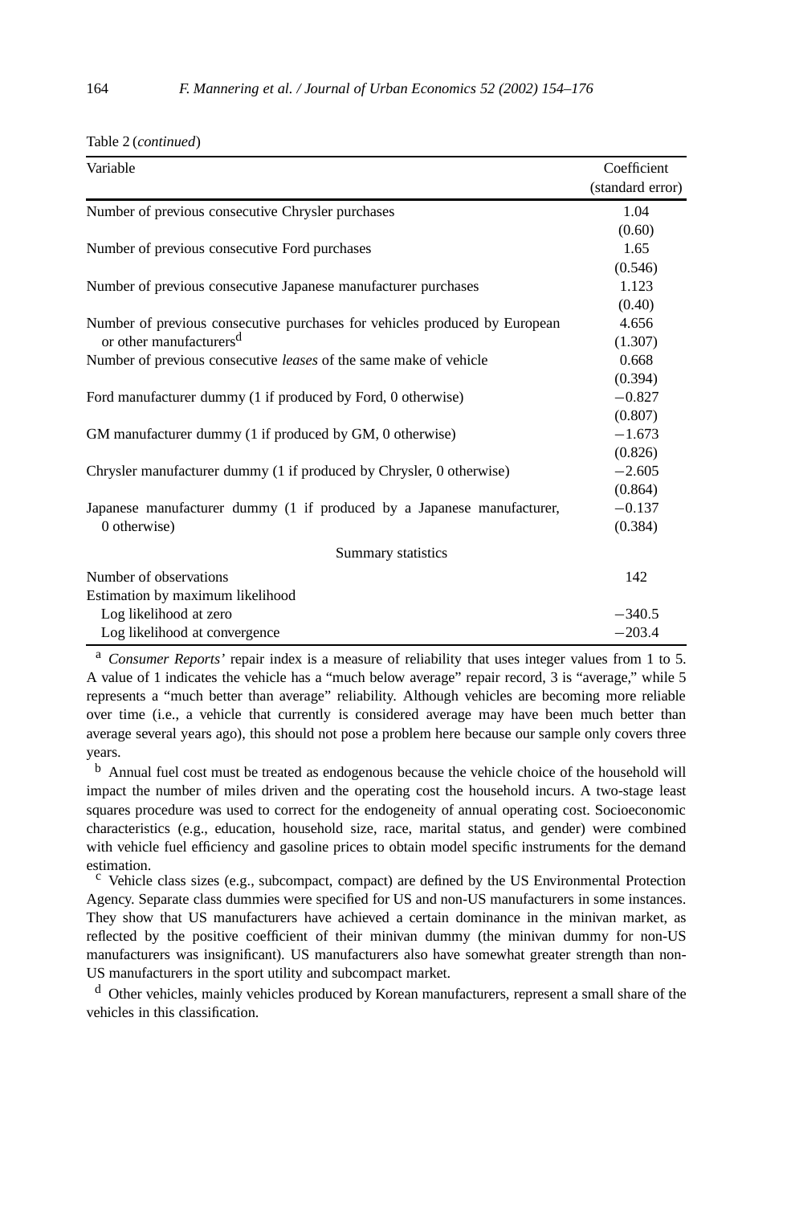Table 2 (*continued*)

| Variable | Coefficient (standard error) |
|---|---|
| Number of previous consecutive Chrysler purchases | 1.04 (0.60) |
| Number of previous consecutive Ford purchases | 1.65 (0.546) |
| Number of previous consecutive Japanese manufacturer purchases | 1.123 (0.40) |
| Number of previous consecutive purchases for vehicles produced by European or other manufacturers[d] | 4.656 (1.307) |
| Number of previous consecutive *leases* of the same make of vehicle | 0.668 (0.394) |
| Ford manufacturer dummy (1 if produced by Ford, 0 otherwise) | −0.827 (0.807) |
| GM manufacturer dummy (1 if produced by GM, 0 otherwise) | −1.673 (0.826) |
| Chrysler manufacturer dummy (1 if produced by Chrysler, 0 otherwise) | −2.605 (0.864) |
| Japanese manufacturer dummy (1 if produced by a Japanese manufacturer, 0 otherwise) | −0.137 (0.384) |
| **Summary statistics** | |
| Number of observations | 142 |
| Estimation by maximum likelihood | |
| Log likelihood at zero | −340.5 |
| Log likelihood at convergence | −203.4 |

[a] *Consumer Reports'* repair index is a measure of reliability that uses integer values from 1 to 5. A value of 1 indicates the vehicle has a "much below average" repair record, 3 is "average," while 5 represents a "much better than average" reliability. Although vehicles are becoming more reliable over time (i.e., a vehicle that currently is considered average may have been much better than average several years ago), this should not pose a problem here because our sample only covers three years.

[b] Annual fuel cost must be treated as endogenous because the vehicle choice of the household will impact the number of miles driven and the operating cost the household incurs. A two-stage least squares procedure was used to correct for the endogeneity of annual operating cost. Socioeconomic characteristics (e.g., education, household size, race, marital status, and gender) were combined with vehicle fuel efficiency and gasoline prices to obtain model specific instruments for the demand estimation.

[c] Vehicle class sizes (e.g., subcompact, compact) are defined by the US Environmental Protection Agency. Separate class dummies were specified for US and non-US manufacturers in some instances. They show that US manufacturers have achieved a certain dominance in the minivan market, as reflected by the positive coefficient of their minivan dummy (the minivan dummy for non-US manufacturers was insignificant). US manufacturers also have somewhat greater strength than non-US manufacturers in the sport utility and subcompact market.

[d] Other vehicles, mainly vehicles produced by Korean manufacturers, represent a small share of the vehicles in this classification.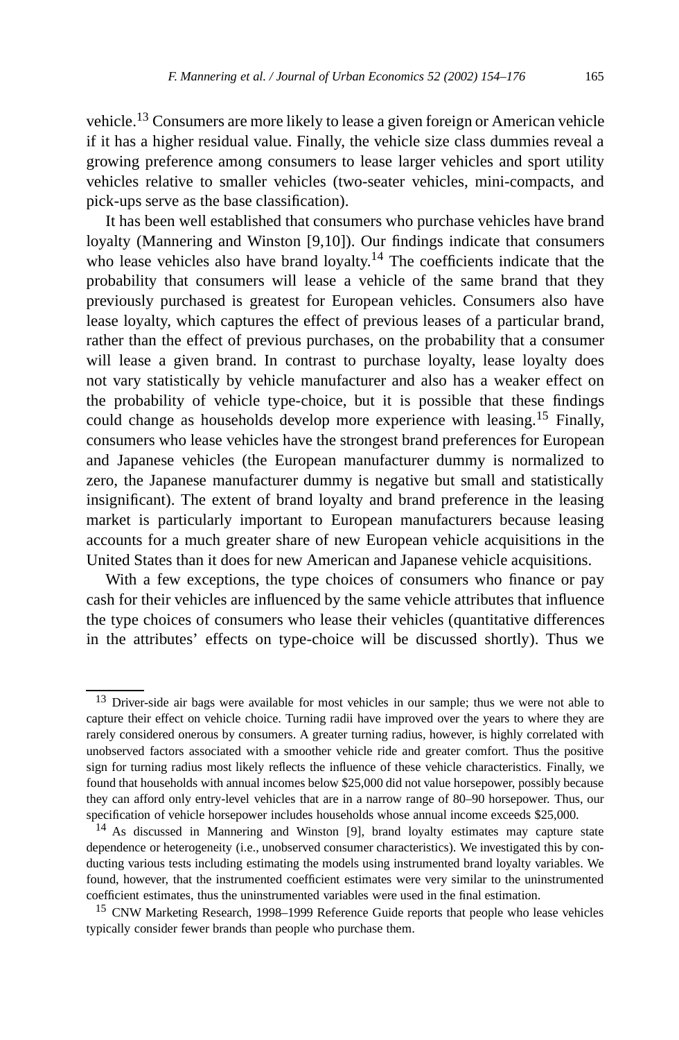vehicle.[13] Consumers are more likely to lease a given foreign or American vehicle if it has a higher residual value. Finally, the vehicle size class dummies reveal a growing preference among consumers to lease larger vehicles and sport utility vehicles relative to smaller vehicles (two-seater vehicles, mini-compacts, and pick-ups serve as the base classification).

It has been well established that consumers who purchase vehicles have brand loyalty (Mannering and Winston [9,10]). Our findings indicate that consumers who lease vehicles also have brand loyalty.[14] The coefficients indicate that the probability that consumers will lease a vehicle of the same brand that they previously purchased is greatest for European vehicles. Consumers also have lease loyalty, which captures the effect of previous leases of a particular brand, rather than the effect of previous purchases, on the probability that a consumer will lease a given brand. In contrast to purchase loyalty, lease loyalty does not vary statistically by vehicle manufacturer and also has a weaker effect on the probability of vehicle type-choice, but it is possible that these findings could change as households develop more experience with leasing.[15] Finally, consumers who lease vehicles have the strongest brand preferences for European and Japanese vehicles (the European manufacturer dummy is normalized to zero, the Japanese manufacturer dummy is negative but small and statistically insignificant). The extent of brand loyalty and brand preference in the leasing market is particularly important to European manufacturers because leasing accounts for a much greater share of new European vehicle acquisitions in the United States than it does for new American and Japanese vehicle acquisitions.

With a few exceptions, the type choices of consumers who finance or pay cash for their vehicles are influenced by the same vehicle attributes that influence the type choices of consumers who lease their vehicles (quantitative differences in the attributes' effects on type-choice will be discussed shortly). Thus we

---

[13] Driver-side air bags were available for most vehicles in our sample; thus we were not able to capture their effect on vehicle choice. Turning radii have improved over the years to where they are rarely considered onerous by consumers. A greater turning radius, however, is highly correlated with unobserved factors associated with a smoother vehicle ride and greater comfort. Thus the positive sign for turning radius most likely reflects the influence of these vehicle characteristics. Finally, we found that households with annual incomes below $25,000 did not value horsepower, possibly because they can afford only entry-level vehicles that are in a narrow range of 80–90 horsepower. Thus, our specification of vehicle horsepower includes households whose annual income exceeds $25,000.

[14] As discussed in Mannering and Winston [9], brand loyalty estimates may capture state dependence or heterogeneity (i.e., unobserved consumer characteristics). We investigated this by conducting various tests including estimating the models using instrumented brand loyalty variables. We found, however, that the instrumented coefficient estimates were very similar to the uninstrumented coefficient estimates, thus the uninstrumented variables were used in the final estimation.

[15] CNW Marketing Research, 1998–1999 Reference Guide reports that people who lease vehicles typically consider fewer brands than people who purchase them.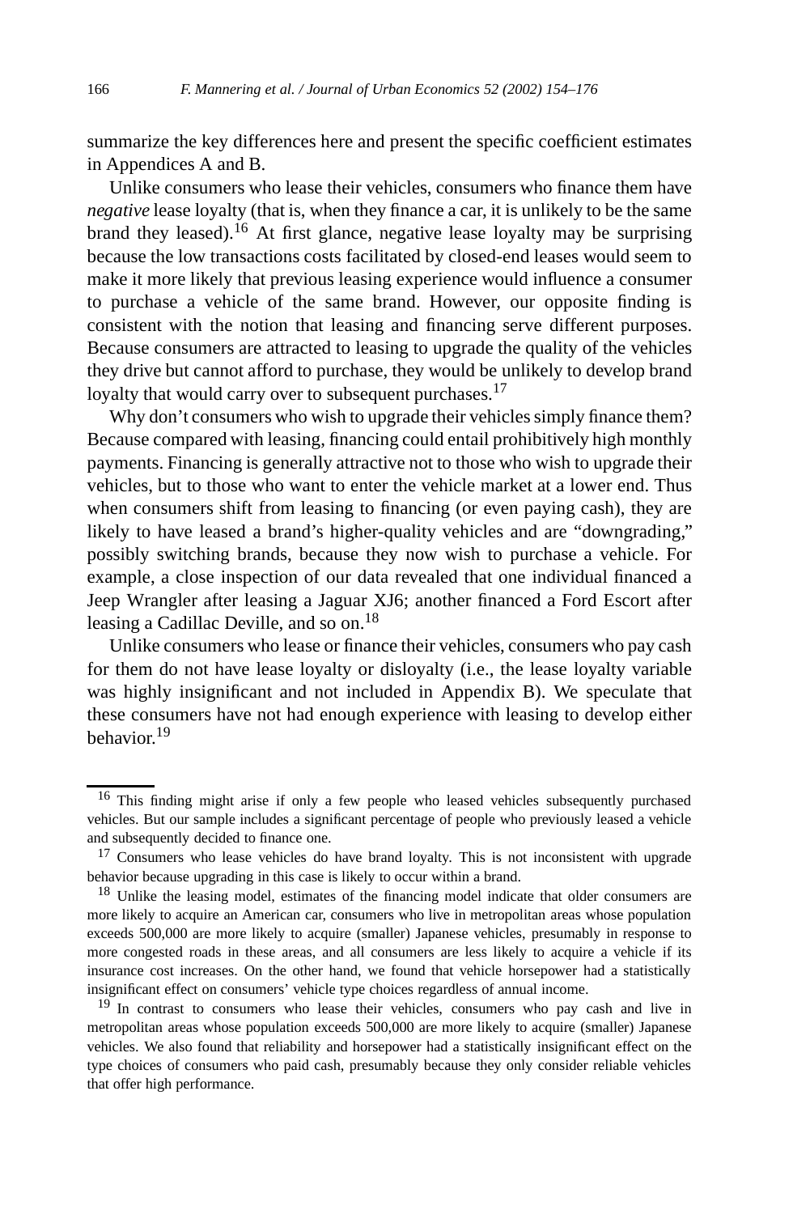summarize the key differences here and present the specific coefficient estimates in Appendices A and B.

Unlike consumers who lease their vehicles, consumers who finance them have *negative* lease loyalty (that is, when they finance a car, it is unlikely to be the same brand they leased).[16] At first glance, negative lease loyalty may be surprising because the low transactions costs facilitated by closed-end leases would seem to make it more likely that previous leasing experience would influence a consumer to purchase a vehicle of the same brand. However, our opposite finding is consistent with the notion that leasing and financing serve different purposes. Because consumers are attracted to leasing to upgrade the quality of the vehicles they drive but cannot afford to purchase, they would be unlikely to develop brand loyalty that would carry over to subsequent purchases.[17]

Why don't consumers who wish to upgrade their vehicles simply finance them? Because compared with leasing, financing could entail prohibitively high monthly payments. Financing is generally attractive not to those who wish to upgrade their vehicles, but to those who want to enter the vehicle market at a lower end. Thus when consumers shift from leasing to financing (or even paying cash), they are likely to have leased a brand's higher-quality vehicles and are "downgrading," possibly switching brands, because they now wish to purchase a vehicle. For example, a close inspection of our data revealed that one individual financed a Jeep Wrangler after leasing a Jaguar XJ6; another financed a Ford Escort after leasing a Cadillac Deville, and so on.[18]

Unlike consumers who lease or finance their vehicles, consumers who pay cash for them do not have lease loyalty or disloyalty (i.e., the lease loyalty variable was highly insignificant and not included in Appendix B). We speculate that these consumers have not had enough experience with leasing to develop either behavior.[19]

---

[16] This finding might arise if only a few people who leased vehicles subsequently purchased vehicles. But our sample includes a significant percentage of people who previously leased a vehicle and subsequently decided to finance one.

[17] Consumers who lease vehicles do have brand loyalty. This is not inconsistent with upgrade behavior because upgrading in this case is likely to occur within a brand.

[18] Unlike the leasing model, estimates of the financing model indicate that older consumers are more likely to acquire an American car, consumers who live in metropolitan areas whose population exceeds 500,000 are more likely to acquire (smaller) Japanese vehicles, presumably in response to more congested roads in these areas, and all consumers are less likely to acquire a vehicle if its insurance cost increases. On the other hand, we found that vehicle horsepower had a statistically insignificant effect on consumers' vehicle type choices regardless of annual income.

[19] In contrast to consumers who lease their vehicles, consumers who pay cash and live in metropolitan areas whose population exceeds 500,000 are more likely to acquire (smaller) Japanese vehicles. We also found that reliability and horsepower had a statistically insignificant effect on the type choices of consumers who paid cash, presumably because they only consider reliable vehicles that offer high performance.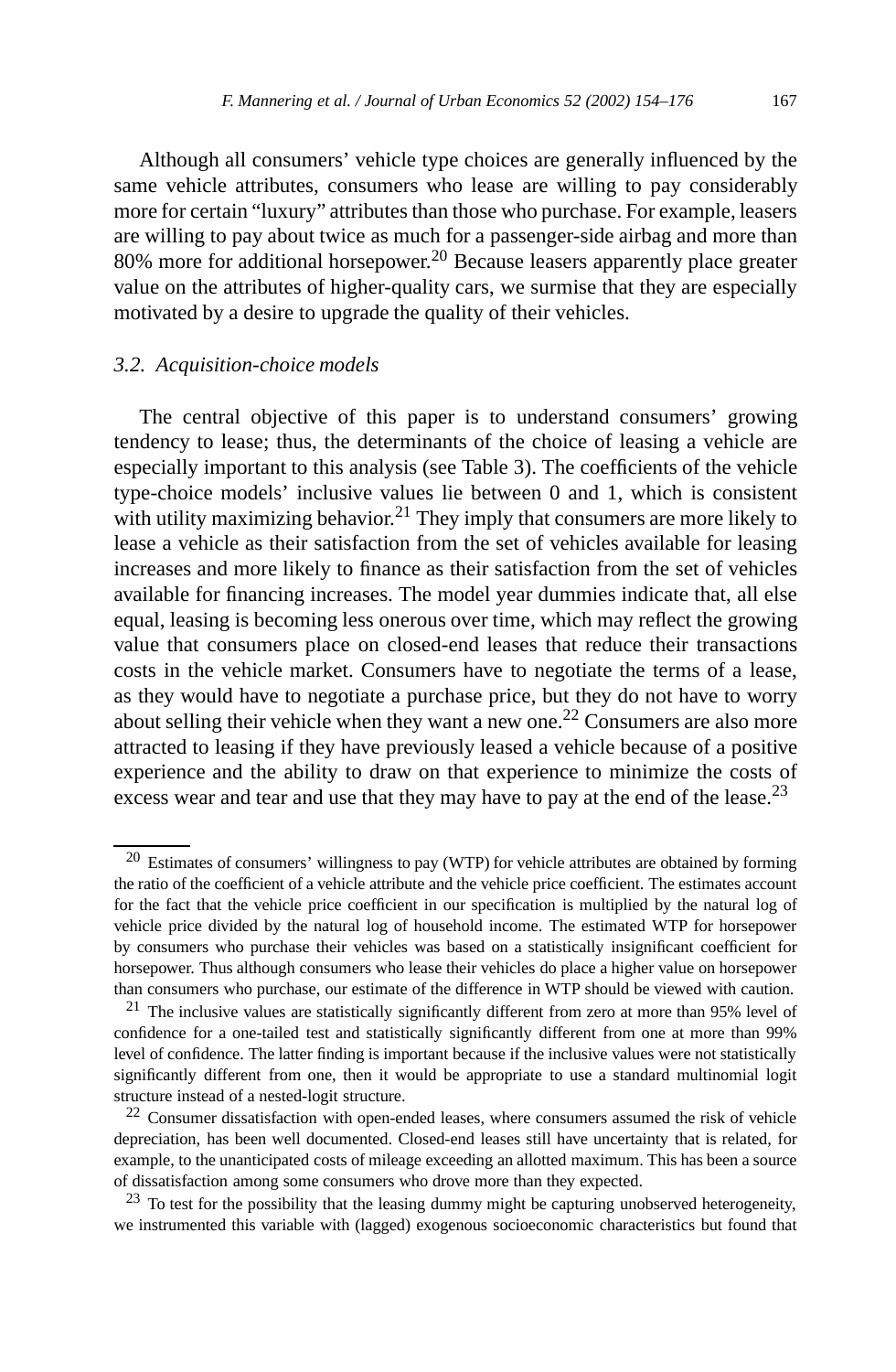Although all consumers' vehicle type choices are generally influenced by the same vehicle attributes, consumers who lease are willing to pay considerably more for certain "luxury" attributes than those who purchase. For example, leasers are willing to pay about twice as much for a passenger-side airbag and more than 80% more for additional horsepower.[20] Because leasers apparently place greater value on the attributes of higher-quality cars, we surmise that they are especially motivated by a desire to upgrade the quality of their vehicles.

### *3.2. Acquisition-choice models*

The central objective of this paper is to understand consumers' growing tendency to lease; thus, the determinants of the choice of leasing a vehicle are especially important to this analysis (see Table 3). The coefficients of the vehicle type-choice models' inclusive values lie between 0 and 1, which is consistent with utility maximizing behavior.[21] They imply that consumers are more likely to lease a vehicle as their satisfaction from the set of vehicles available for leasing increases and more likely to finance as their satisfaction from the set of vehicles available for financing increases. The model year dummies indicate that, all else equal, leasing is becoming less onerous over time, which may reflect the growing value that consumers place on closed-end leases that reduce their transactions costs in the vehicle market. Consumers have to negotiate the terms of a lease, as they would have to negotiate a purchase price, but they do not have to worry about selling their vehicle when they want a new one.[22] Consumers are also more attracted to leasing if they have previously leased a vehicle because of a positive experience and the ability to draw on that experience to minimize the costs of excess wear and tear and use that they may have to pay at the end of the lease.[23]

---

[20] Estimates of consumers' willingness to pay (WTP) for vehicle attributes are obtained by forming the ratio of the coefficient of a vehicle attribute and the vehicle price coefficient. The estimates account for the fact that the vehicle price coefficient in our specification is multiplied by the natural log of vehicle price divided by the natural log of household income. The estimated WTP for horsepower by consumers who purchase their vehicles was based on a statistically insignificant coefficient for horsepower. Thus although consumers who lease their vehicles do place a higher value on horsepower than consumers who purchase, our estimate of the difference in WTP should be viewed with caution.

[21] The inclusive values are statistically significantly different from zero at more than 95% level of confidence for a one-tailed test and statistically significantly different from one at more than 99% level of confidence. The latter finding is important because if the inclusive values were not statistically significantly different from one, then it would be appropriate to use a standard multinomial logit structure instead of a nested-logit structure.

[22] Consumer dissatisfaction with open-ended leases, where consumers assumed the risk of vehicle depreciation, has been well documented. Closed-end leases still have uncertainty that is related, for example, to the unanticipated costs of mileage exceeding an allotted maximum. This has been a source of dissatisfaction among some consumers who drove more than they expected.

[23] To test for the possibility that the leasing dummy might be capturing unobserved heterogeneity, we instrumented this variable with (lagged) exogenous socioeconomic characteristics but found that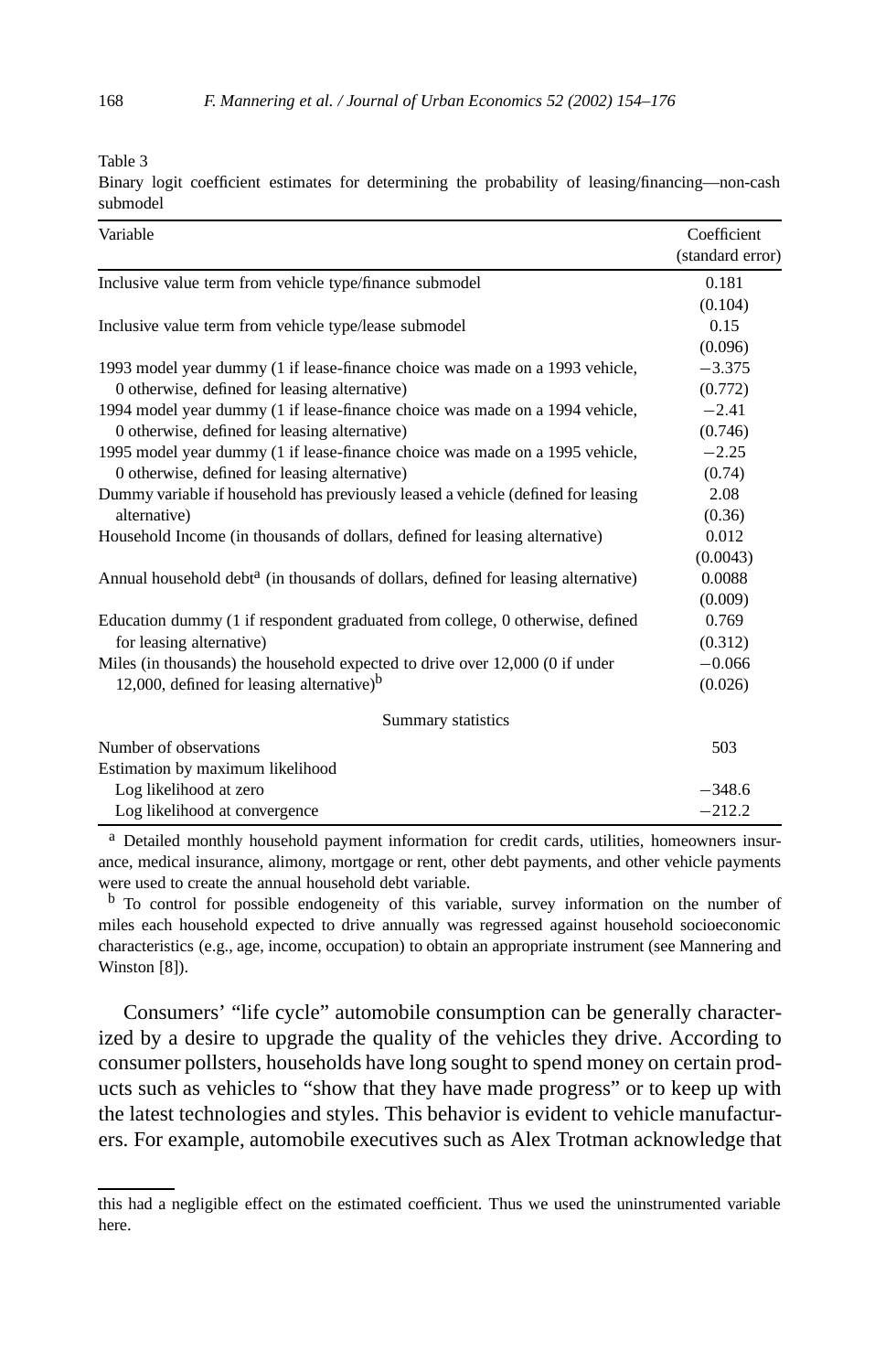Table 3
Binary logit coefficient estimates for determining the probability of leasing/financing—non-cash submodel

| Variable | Coefficient (standard error) |
|---|---|
| Inclusive value term from vehicle type/finance submodel | 0.181 (0.104) |
| Inclusive value term from vehicle type/lease submodel | 0.15 (0.096) |
| 1993 model year dummy (1 if lease-finance choice was made on a 1993 vehicle, 0 otherwise, defined for leasing alternative) | −3.375 (0.772) |
| 1994 model year dummy (1 if lease-finance choice was made on a 1994 vehicle, 0 otherwise, defined for leasing alternative) | −2.41 (0.746) |
| 1995 model year dummy (1 if lease-finance choice was made on a 1995 vehicle, 0 otherwise, defined for leasing alternative) | −2.25 (0.74) |
| Dummy variable if household has previously leased a vehicle (defined for leasing alternative) | 2.08 (0.36) |
| Household Income (in thousands of dollars, defined for leasing alternative) | 0.012 (0.0043) |
| Annual household debt[a] (in thousands of dollars, defined for leasing alternative) | 0.0088 (0.009) |
| Education dummy (1 if respondent graduated from college, 0 otherwise, defined for leasing alternative) | 0.769 (0.312) |
| Miles (in thousands) the household expected to drive over 12,000 (0 if under 12,000, defined for leasing alternative)[b] | −0.066 (0.026) |
| *Summary statistics* | |
| Number of observations | 503 |
| Estimation by maximum likelihood | |
| Log likelihood at zero | −348.6 |
| Log likelihood at convergence | −212.2 |

[a] Detailed monthly household payment information for credit cards, utilities, homeowners insurance, medical insurance, alimony, mortgage or rent, other debt payments, and other vehicle payments were used to create the annual household debt variable.

[b] To control for possible endogeneity of this variable, survey information on the number of miles each household expected to drive annually was regressed against household socioeconomic characteristics (e.g., age, income, occupation) to obtain an appropriate instrument (see Mannering and Winston [8]).

Consumers' "life cycle" automobile consumption can be generally characterized by a desire to upgrade the quality of the vehicles they drive. According to consumer pollsters, households have long sought to spend money on certain products such as vehicles to "show that they have made progress" or to keep up with the latest technologies and styles. This behavior is evident to vehicle manufacturers. For example, automobile executives such as Alex Trotman acknowledge that

this had a negligible effect on the estimated coefficient. Thus we used the uninstrumented variable here.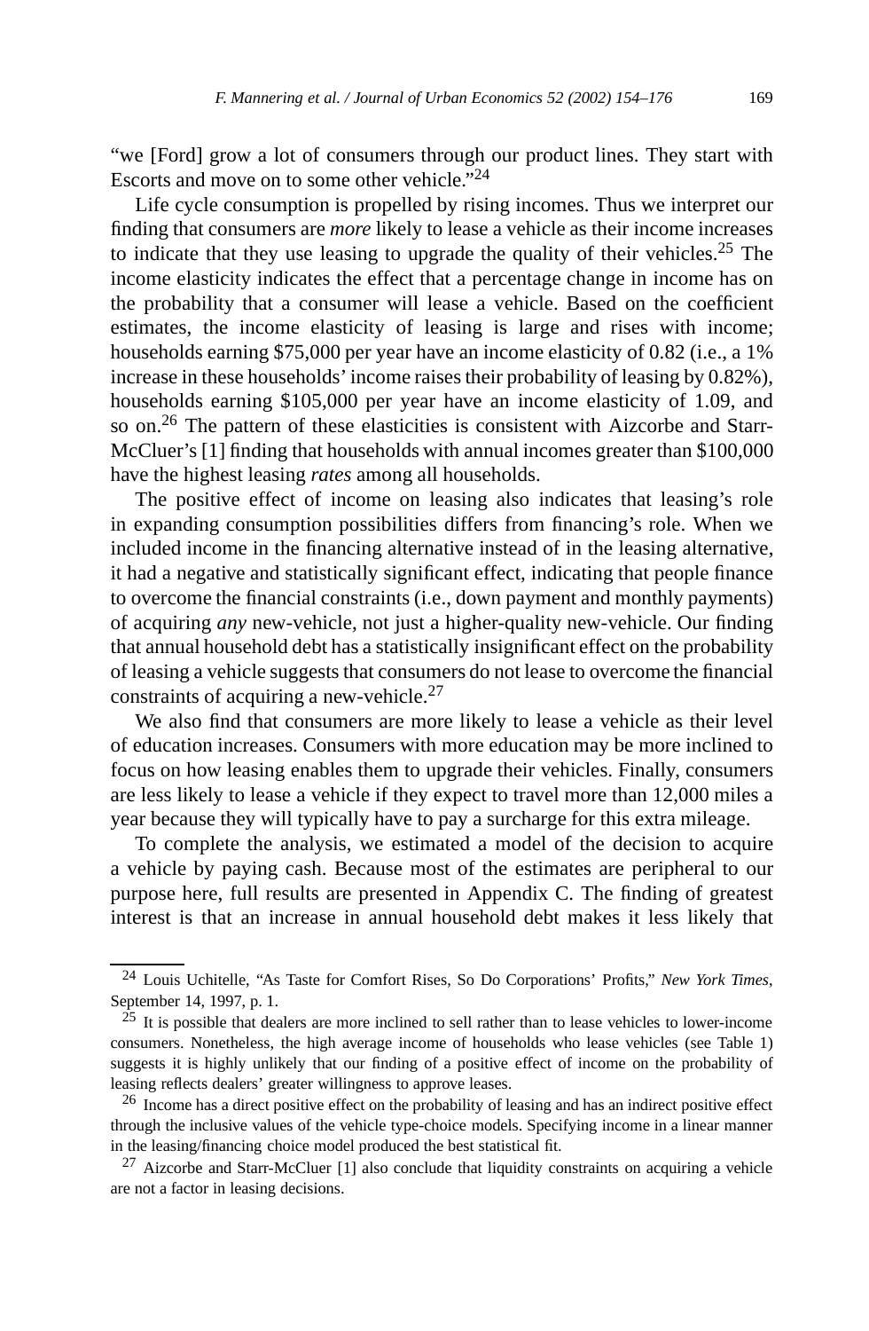"we [Ford] grow a lot of consumers through our product lines. They start with Escorts and move on to some other vehicle."[24]

Life cycle consumption is propelled by rising incomes. Thus we interpret our finding that consumers are *more* likely to lease a vehicle as their income increases to indicate that they use leasing to upgrade the quality of their vehicles.[25] The income elasticity indicates the effect that a percentage change in income has on the probability that a consumer will lease a vehicle. Based on the coefficient estimates, the income elasticity of leasing is large and rises with income; households earning $75,000 per year have an income elasticity of 0.82 (i.e., a 1% increase in these households' income raises their probability of leasing by 0.82%), households earning $105,000 per year have an income elasticity of 1.09, and so on.[26] The pattern of these elasticities is consistent with Aizcorbe and Starr-McCluer's [1] finding that households with annual incomes greater than $100,000 have the highest leasing *rates* among all households.

The positive effect of income on leasing also indicates that leasing's role in expanding consumption possibilities differs from financing's role. When we included income in the financing alternative instead of in the leasing alternative, it had a negative and statistically significant effect, indicating that people finance to overcome the financial constraints (i.e., down payment and monthly payments) of acquiring *any* new-vehicle, not just a higher-quality new-vehicle. Our finding that annual household debt has a statistically insignificant effect on the probability of leasing a vehicle suggests that consumers do not lease to overcome the financial constraints of acquiring a new-vehicle.[27]

We also find that consumers are more likely to lease a vehicle as their level of education increases. Consumers with more education may be more inclined to focus on how leasing enables them to upgrade their vehicles. Finally, consumers are less likely to lease a vehicle if they expect to travel more than 12,000 miles a year because they will typically have to pay a surcharge for this extra mileage.

To complete the analysis, we estimated a model of the decision to acquire a vehicle by paying cash. Because most of the estimates are peripheral to our purpose here, full results are presented in Appendix C. The finding of greatest interest is that an increase in annual household debt makes it less likely that

---

[24] Louis Uchitelle, "As Taste for Comfort Rises, So Do Corporations' Profits," *New York Times*, September 14, 1997, p. 1.

[25] It is possible that dealers are more inclined to sell rather than to lease vehicles to lower-income consumers. Nonetheless, the high average income of households who lease vehicles (see Table 1) suggests it is highly unlikely that our finding of a positive effect of income on the probability of leasing reflects dealers' greater willingness to approve leases.

[26] Income has a direct positive effect on the probability of leasing and has an indirect positive effect through the inclusive values of the vehicle type-choice models. Specifying income in a linear manner in the leasing/financing choice model produced the best statistical fit.

[27] Aizcorbe and Starr-McCluer [1] also conclude that liquidity constraints on acquiring a vehicle are not a factor in leasing decisions.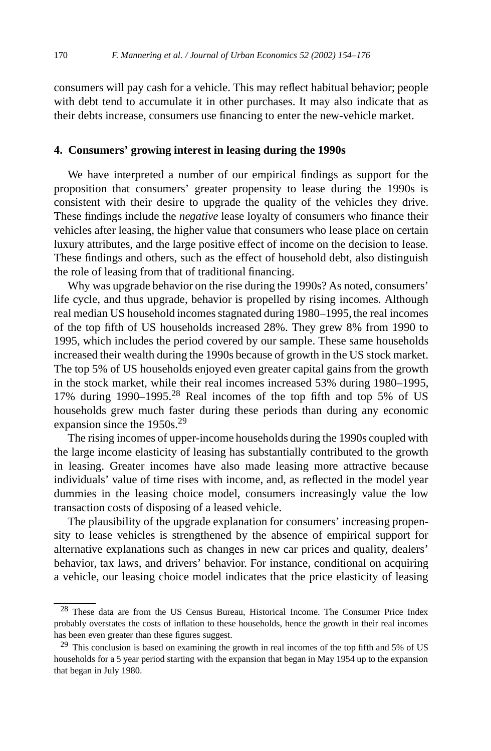consumers will pay cash for a vehicle. This may reflect habitual behavior; people with debt tend to accumulate it in other purchases. It may also indicate that as their debts increase, consumers use financing to enter the new-vehicle market.

## 4. Consumers' growing interest in leasing during the 1990s

We have interpreted a number of our empirical findings as support for the proposition that consumers' greater propensity to lease during the 1990s is consistent with their desire to upgrade the quality of the vehicles they drive. These findings include the *negative* lease loyalty of consumers who finance their vehicles after leasing, the higher value that consumers who lease place on certain luxury attributes, and the large positive effect of income on the decision to lease. These findings and others, such as the effect of household debt, also distinguish the role of leasing from that of traditional financing.

Why was upgrade behavior on the rise during the 1990s? As noted, consumers' life cycle, and thus upgrade, behavior is propelled by rising incomes. Although real median US household incomes stagnated during 1980–1995, the real incomes of the top fifth of US households increased 28%. They grew 8% from 1990 to 1995, which includes the period covered by our sample. These same households increased their wealth during the 1990s because of growth in the US stock market. The top 5% of US households enjoyed even greater capital gains from the growth in the stock market, while their real incomes increased 53% during 1980–1995, 17% during 1990–1995.[28] Real incomes of the top fifth and top 5% of US households grew much faster during these periods than during any economic expansion since the 1950s.[29]

The rising incomes of upper-income households during the 1990s coupled with the large income elasticity of leasing has substantially contributed to the growth in leasing. Greater incomes have also made leasing more attractive because individuals' value of time rises with income, and, as reflected in the model year dummies in the leasing choice model, consumers increasingly value the low transaction costs of disposing of a leased vehicle.

The plausibility of the upgrade explanation for consumers' increasing propensity to lease vehicles is strengthened by the absence of empirical support for alternative explanations such as changes in new car prices and quality, dealers' behavior, tax laws, and drivers' behavior. For instance, conditional on acquiring a vehicle, our leasing choice model indicates that the price elasticity of leasing

[28] These data are from the US Census Bureau, Historical Income. The Consumer Price Index probably overstates the costs of inflation to these households, hence the growth in their real incomes has been even greater than these figures suggest.

[29] This conclusion is based on examining the growth in real incomes of the top fifth and 5% of US households for a 5 year period starting with the expansion that began in May 1954 up to the expansion that began in July 1980.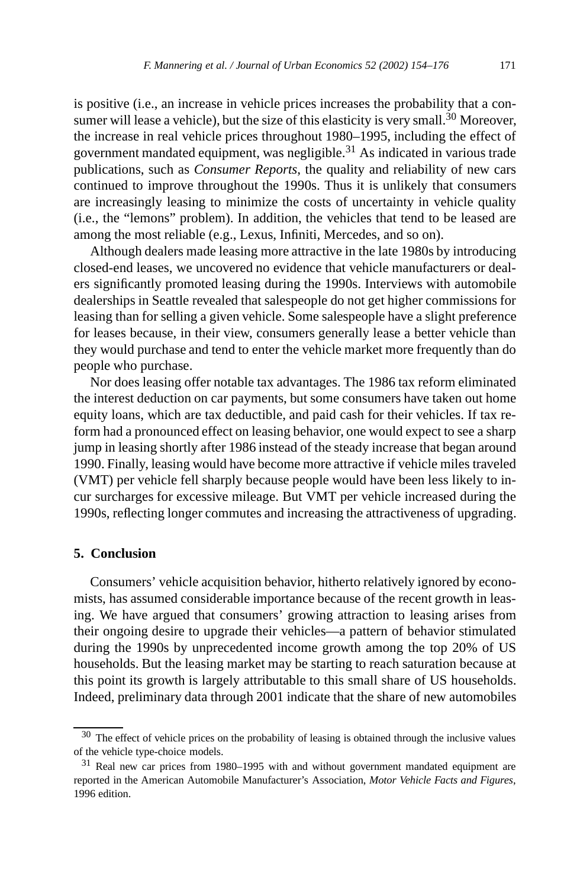is positive (i.e., an increase in vehicle prices increases the probability that a consumer will lease a vehicle), but the size of this elasticity is very small.[30] Moreover, the increase in real vehicle prices throughout 1980–1995, including the effect of government mandated equipment, was negligible.[31] As indicated in various trade publications, such as *Consumer Reports*, the quality and reliability of new cars continued to improve throughout the 1990s. Thus it is unlikely that consumers are increasingly leasing to minimize the costs of uncertainty in vehicle quality (i.e., the "lemons" problem). In addition, the vehicles that tend to be leased are among the most reliable (e.g., Lexus, Infiniti, Mercedes, and so on).

Although dealers made leasing more attractive in the late 1980s by introducing closed-end leases, we uncovered no evidence that vehicle manufacturers or dealers significantly promoted leasing during the 1990s. Interviews with automobile dealerships in Seattle revealed that salespeople do not get higher commissions for leasing than for selling a given vehicle. Some salespeople have a slight preference for leases because, in their view, consumers generally lease a better vehicle than they would purchase and tend to enter the vehicle market more frequently than do people who purchase.

Nor does leasing offer notable tax advantages. The 1986 tax reform eliminated the interest deduction on car payments, but some consumers have taken out home equity loans, which are tax deductible, and paid cash for their vehicles. If tax reform had a pronounced effect on leasing behavior, one would expect to see a sharp jump in leasing shortly after 1986 instead of the steady increase that began around 1990. Finally, leasing would have become more attractive if vehicle miles traveled (VMT) per vehicle fell sharply because people would have been less likely to incur surcharges for excessive mileage. But VMT per vehicle increased during the 1990s, reflecting longer commutes and increasing the attractiveness of upgrading.

## 5. Conclusion

Consumers' vehicle acquisition behavior, hitherto relatively ignored by economists, has assumed considerable importance because of the recent growth in leasing. We have argued that consumers' growing attraction to leasing arises from their ongoing desire to upgrade their vehicles—a pattern of behavior stimulated during the 1990s by unprecedented income growth among the top 20% of US households. But the leasing market may be starting to reach saturation because at this point its growth is largely attributable to this small share of US households. Indeed, preliminary data through 2001 indicate that the share of new automobiles

[30] The effect of vehicle prices on the probability of leasing is obtained through the inclusive values of the vehicle type-choice models.

[31] Real new car prices from 1980–1995 with and without government mandated equipment are reported in the American Automobile Manufacturer's Association, *Motor Vehicle Facts and Figures*, 1996 edition.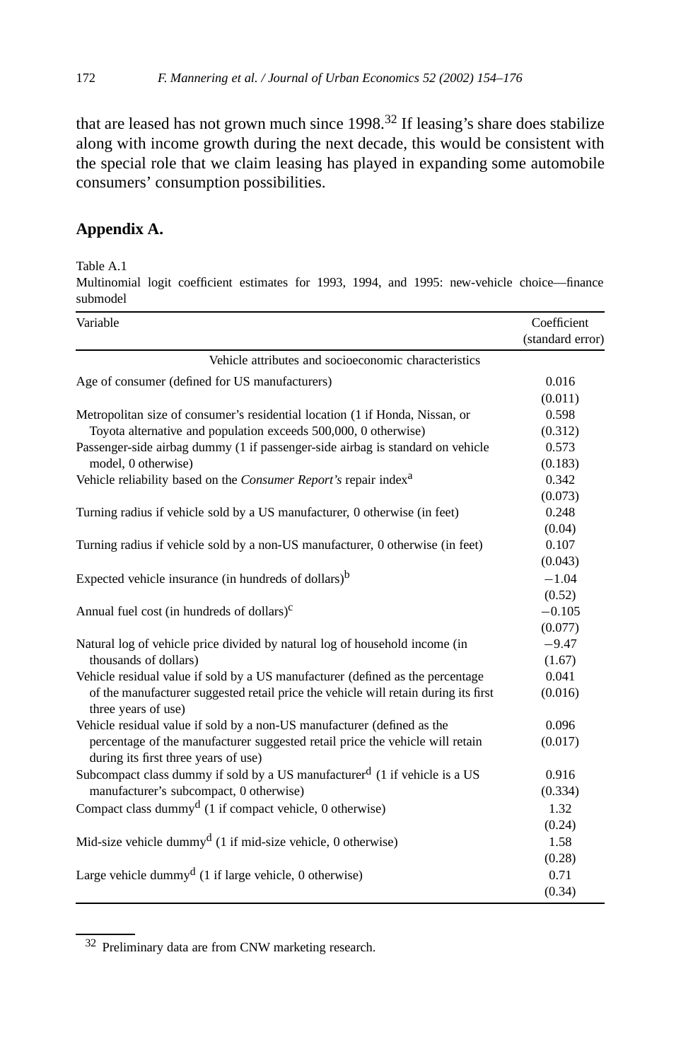that are leased has not grown much since 1998.[32] If leasing's share does stabilize along with income growth during the next decade, this would be consistent with the special role that we claim leasing has played in expanding some automobile consumers' consumption possibilities.

## Appendix A.

Table A.1
Multinomial logit coefficient estimates for 1993, 1994, and 1995: new-vehicle choice—finance submodel

| Variable | Coefficient (standard error) |
|---|---|
| *Vehicle attributes and socioeconomic characteristics* | |
| Age of consumer (defined for US manufacturers) | 0.016 (0.011) |
| Metropolitan size of consumer's residential location (1 if Honda, Nissan, or Toyota alternative and population exceeds 500,000, 0 otherwise) | 0.598 (0.312) |
| Passenger-side airbag dummy (1 if passenger-side airbag is standard on vehicle model, 0 otherwise) | 0.573 (0.183) |
| Vehicle reliability based on the *Consumer Report's* repair index[a] | 0.342 (0.073) |
| Turning radius if vehicle sold by a US manufacturer, 0 otherwise (in feet) | 0.248 (0.04) |
| Turning radius if vehicle sold by a non-US manufacturer, 0 otherwise (in feet) | 0.107 (0.043) |
| Expected vehicle insurance (in hundreds of dollars)[b] | −1.04 (0.52) |
| Annual fuel cost (in hundreds of dollars)[c] | −0.105 (0.077) |
| Natural log of vehicle price divided by natural log of household income (in thousands of dollars) | −9.47 (1.67) |
| Vehicle residual value if sold by a US manufacturer (defined as the percentage of the manufacturer suggested retail price the vehicle will retain during its first three years of use) | 0.041 (0.016) |
| Vehicle residual value if sold by a non-US manufacturer (defined as the percentage of the manufacturer suggested retail price the vehicle will retain during its first three years of use) | 0.096 (0.017) |
| Subcompact class dummy if sold by a US manufacturer[d] (1 if vehicle is a US manufacturer's subcompact, 0 otherwise) | 0.916 (0.334) |
| Compact class dummy[d] (1 if compact vehicle, 0 otherwise) | 1.32 (0.24) |
| Mid-size vehicle dummy[d] (1 if mid-size vehicle, 0 otherwise) | 1.58 (0.28) |
| Large vehicle dummy[d] (1 if large vehicle, 0 otherwise) | 0.71 (0.34) |

[32] Preliminary data are from CNW marketing research.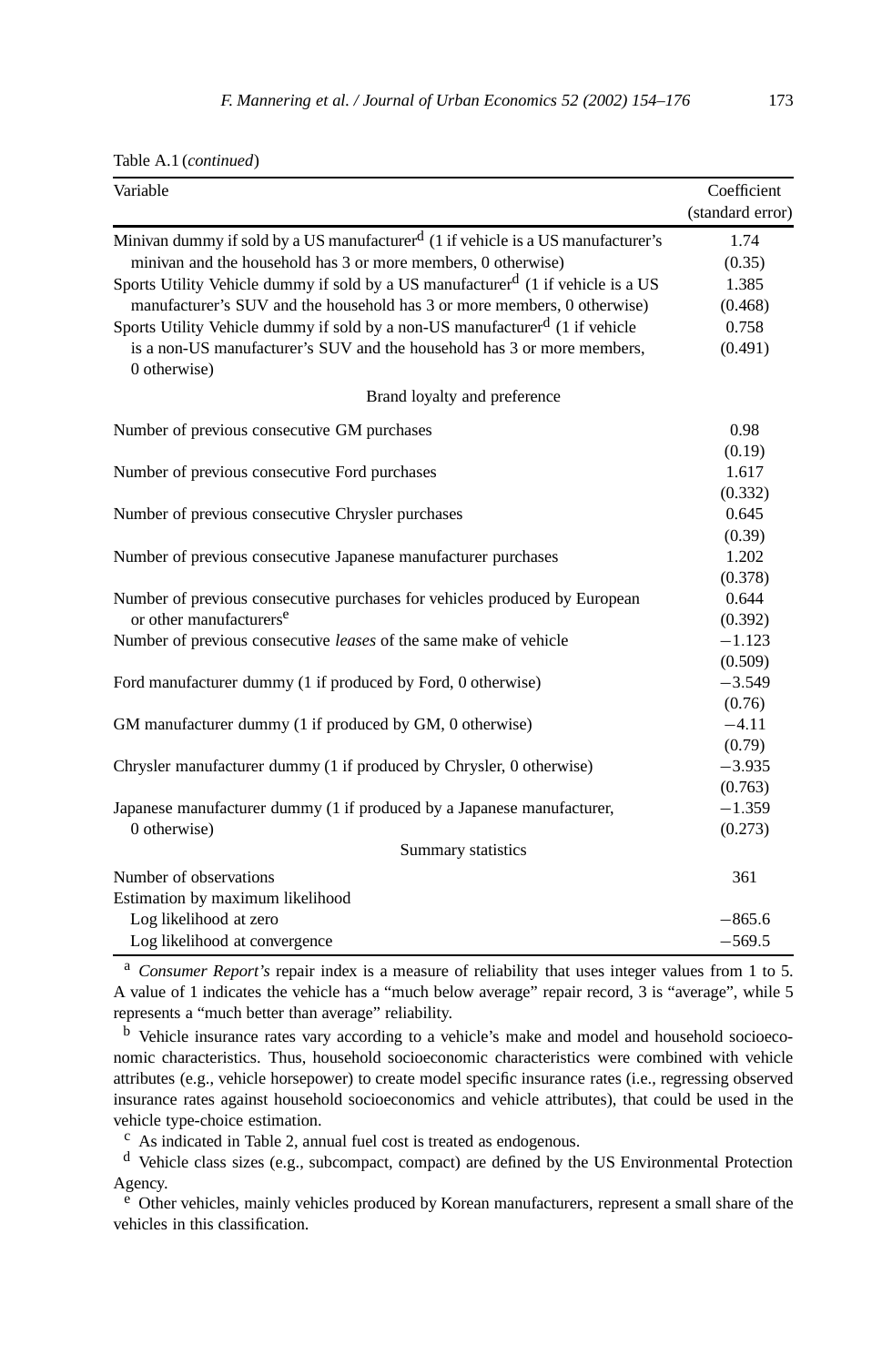Table A.1 (*continued*)

| Variable | Coefficient (standard error) |
|---|---|
| Minivan dummy if sold by a US manufacturer[d] (1 if vehicle is a US manufacturer's minivan and the household has 3 or more members, 0 otherwise) | 1.74 (0.35) |
| Sports Utility Vehicle dummy if sold by a US manufacturer[d] (1 if vehicle is a US manufacturer's SUV and the household has 3 or more members, 0 otherwise) | 1.385 (0.468) |
| Sports Utility Vehicle dummy if sold by a non-US manufacturer[d] (1 if vehicle is a non-US manufacturer's SUV and the household has 3 or more members, 0 otherwise) | 0.758 (0.491) |
| *Brand loyalty and preference* | |
| Number of previous consecutive GM purchases | 0.98 (0.19) |
| Number of previous consecutive Ford purchases | 1.617 (0.332) |
| Number of previous consecutive Chrysler purchases | 0.645 (0.39) |
| Number of previous consecutive Japanese manufacturer purchases | 1.202 (0.378) |
| Number of previous consecutive purchases for vehicles produced by European or other manufacturers[e] | 0.644 (0.392) |
| Number of previous consecutive *leases* of the same make of vehicle | −1.123 (0.509) |
| Ford manufacturer dummy (1 if produced by Ford, 0 otherwise) | −3.549 (0.76) |
| GM manufacturer dummy (1 if produced by GM, 0 otherwise) | −4.11 (0.79) |
| Chrysler manufacturer dummy (1 if produced by Chrysler, 0 otherwise) | −3.935 (0.763) |
| Japanese manufacturer dummy (1 if produced by a Japanese manufacturer, 0 otherwise) | −1.359 (0.273) |
| *Summary statistics* | |
| Number of observations | 361 |
| Estimation by maximum likelihood | |
| Log likelihood at zero | −865.6 |
| Log likelihood at convergence | −569.5 |

[a] *Consumer Report's* repair index is a measure of reliability that uses integer values from 1 to 5. A value of 1 indicates the vehicle has a "much below average" repair record, 3 is "average", while 5 represents a "much better than average" reliability.

[b] Vehicle insurance rates vary according to a vehicle's make and model and household socioeconomic characteristics. Thus, household socioeconomic characteristics were combined with vehicle attributes (e.g., vehicle horsepower) to create model specific insurance rates (i.e., regressing observed insurance rates against household socioeconomics and vehicle attributes), that could be used in the vehicle type-choice estimation.

[c] As indicated in Table 2, annual fuel cost is treated as endogenous.

[d] Vehicle class sizes (e.g., subcompact, compact) are defined by the US Environmental Protection Agency.

[e] Other vehicles, mainly vehicles produced by Korean manufacturers, represent a small share of the vehicles in this classification.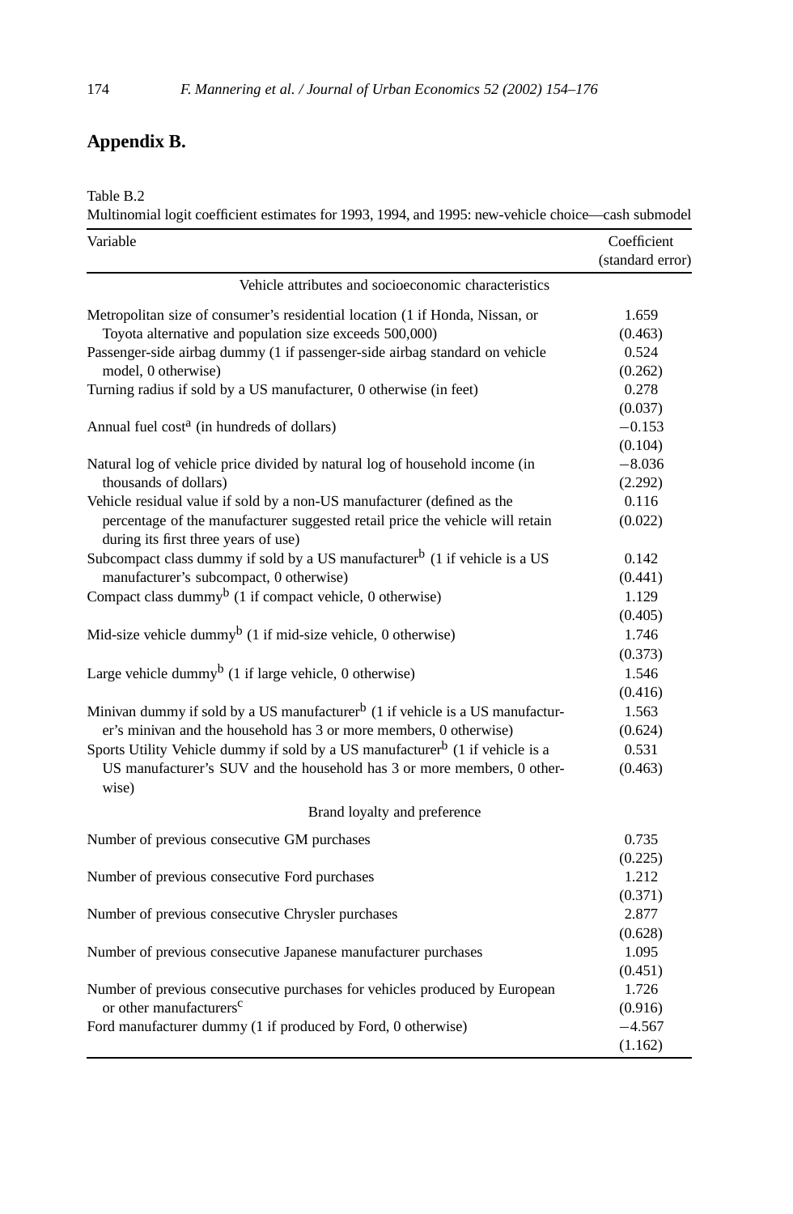## Appendix B.

Table B.2
Multinomial logit coefficient estimates for 1993, 1994, and 1995: new-vehicle choice—cash submodel

| Variable | Coefficient (standard error) |
|---|---|
| *Vehicle attributes and socioeconomic characteristics* | |
| Metropolitan size of consumer's residential location (1 if Honda, Nissan, or Toyota alternative and population size exceeds 500,000) | 1.659 (0.463) |
| Passenger-side airbag dummy (1 if passenger-side airbag standard on vehicle model, 0 otherwise) | 0.524 (0.262) |
| Turning radius if sold by a US manufacturer, 0 otherwise (in feet) | 0.278 (0.037) |
| Annual fuel cost[a] (in hundreds of dollars) | −0.153 (0.104) |
| Natural log of vehicle price divided by natural log of household income (in thousands of dollars) | −8.036 (2.292) |
| Vehicle residual value if sold by a non-US manufacturer (defined as the percentage of the manufacturer suggested retail price the vehicle will retain during its first three years of use) | 0.116 (0.022) |
| Subcompact class dummy if sold by a US manufacturer[b] (1 if vehicle is a US manufacturer's subcompact, 0 otherwise) | 0.142 (0.441) |
| Compact class dummy[b] (1 if compact vehicle, 0 otherwise) | 1.129 (0.405) |
| Mid-size vehicle dummy[b] (1 if mid-size vehicle, 0 otherwise) | 1.746 (0.373) |
| Large vehicle dummy[b] (1 if large vehicle, 0 otherwise) | 1.546 (0.416) |
| Minivan dummy if sold by a US manufacturer[b] (1 if vehicle is a US manufacturer's minivan and the household has 3 or more members, 0 otherwise) | 1.563 (0.624) |
| Sports Utility Vehicle dummy if sold by a US manufacturer[b] (1 if vehicle is a US manufacturer's SUV and the household has 3 or more members, 0 otherwise) | 0.531 (0.463) |
| *Brand loyalty and preference* | |
| Number of previous consecutive GM purchases | 0.735 (0.225) |
| Number of previous consecutive Ford purchases | 1.212 (0.371) |
| Number of previous consecutive Chrysler purchases | 2.877 (0.628) |
| Number of previous consecutive Japanese manufacturer purchases | 1.095 (0.451) |
| Number of previous consecutive purchases for vehicles produced by European or other manufacturers[c] | 1.726 (0.916) |
| Ford manufacturer dummy (1 if produced by Ford, 0 otherwise) | −4.567 (1.162) |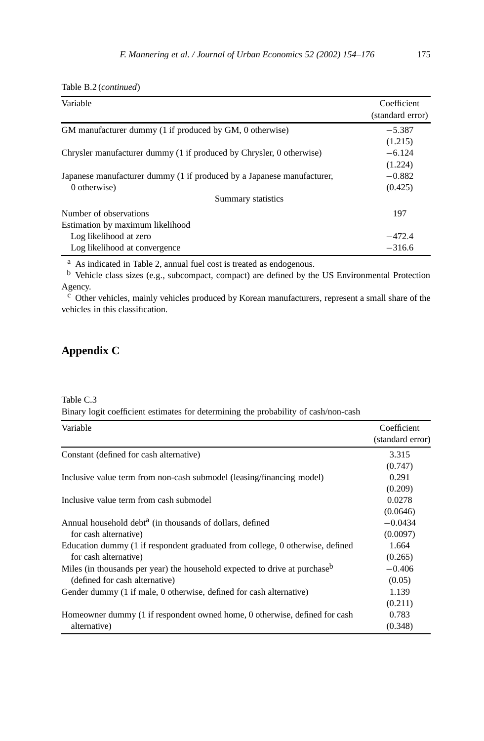Table B.2 (*continued*)

| Variable | Coefficient (standard error) |
|---|---|
| GM manufacturer dummy (1 if produced by GM, 0 otherwise) | −5.387 (1.215) |
| Chrysler manufacturer dummy (1 if produced by Chrysler, 0 otherwise) | −6.124 (1.224) |
| Japanese manufacturer dummy (1 if produced by a Japanese manufacturer, 0 otherwise) | −0.882 (0.425) |
| Summary statistics | |
| Number of observations | 197 |
| Estimation by maximum likelihood | |
| Log likelihood at zero | −472.4 |
| Log likelihood at convergence | −316.6 |

[a] As indicated in Table 2, annual fuel cost is treated as endogenous.
[b] Vehicle class sizes (e.g., subcompact, compact) are defined by the US Environmental Protection Agency.
[c] Other vehicles, mainly vehicles produced by Korean manufacturers, represent a small share of the vehicles in this classification.

## Appendix C

Table C.3
Binary logit coefficient estimates for determining the probability of cash/non-cash

| Variable | Coefficient (standard error) |
|---|---|
| Constant (defined for cash alternative) | 3.315 (0.747) |
| Inclusive value term from non-cash submodel (leasing/financing model) | 0.291 (0.209) |
| Inclusive value term from cash submodel | 0.0278 (0.0646) |
| Annual household debt[a] (in thousands of dollars, defined for cash alternative) | −0.0434 (0.0097) |
| Education dummy (1 if respondent graduated from college, 0 otherwise, defined for cash alternative) | 1.664 (0.265) |
| Miles (in thousands per year) the household expected to drive at purchase[b] (defined for cash alternative) | −0.406 (0.05) |
| Gender dummy (1 if male, 0 otherwise, defined for cash alternative) | 1.139 (0.211) |
| Homeowner dummy (1 if respondent owned home, 0 otherwise, defined for cash alternative) | 0.783 (0.348) |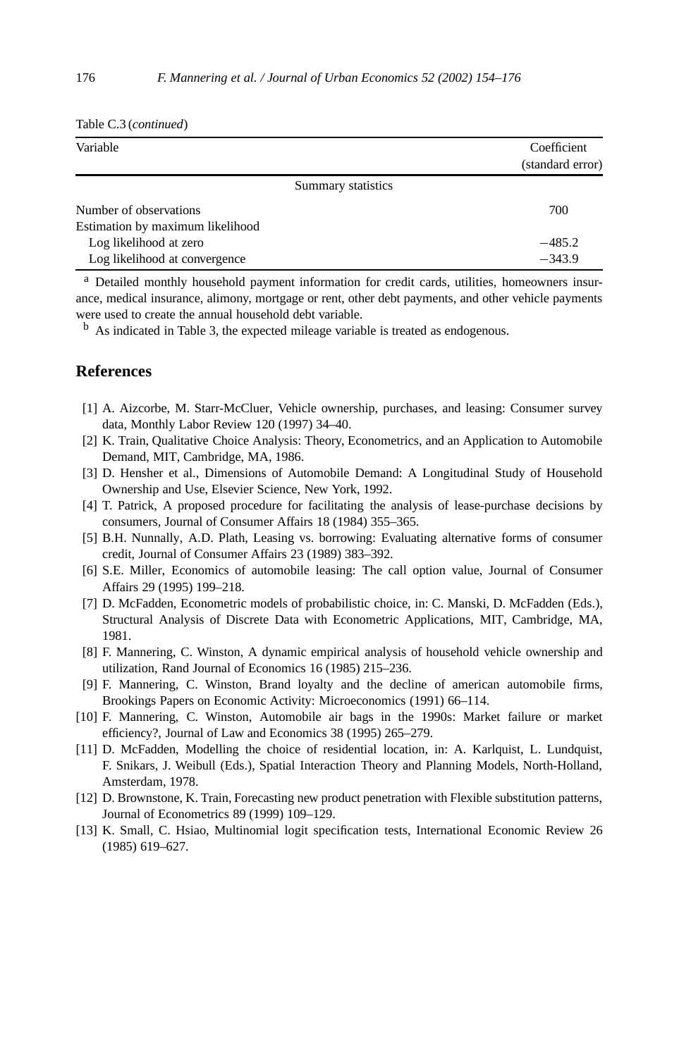Table C.3 (*continued*)

| Variable | Coefficient (standard error) |
|---|---|
| Summary statistics | |
| Number of observations | 700 |
| Estimation by maximum likelihood | |
| Log likelihood at zero | −485.2 |
| Log likelihood at convergence | −343.9 |

[a] Detailed monthly household payment information for credit cards, utilities, homeowners insurance, medical insurance, alimony, mortgage or rent, other debt payments, and other vehicle payments were used to create the annual household debt variable.

[b] As indicated in Table 3, the expected mileage variable is treated as endogenous.

## References

[1] A. Aizcorbe, M. Starr-McCluer, Vehicle ownership, purchases, and leasing: Consumer survey data, Monthly Labor Review 120 (1997) 34–40.

[2] K. Train, Qualitative Choice Analysis: Theory, Econometrics, and an Application to Automobile Demand, MIT, Cambridge, MA, 1986.

[3] D. Hensher et al., Dimensions of Automobile Demand: A Longitudinal Study of Household Ownership and Use, Elsevier Science, New York, 1992.

[4] T. Patrick, A proposed procedure for facilitating the analysis of lease-purchase decisions by consumers, Journal of Consumer Affairs 18 (1984) 355–365.

[5] B.H. Nunnally, A.D. Plath, Leasing vs. borrowing: Evaluating alternative forms of consumer credit, Journal of Consumer Affairs 23 (1989) 383–392.

[6] S.E. Miller, Economics of automobile leasing: The call option value, Journal of Consumer Affairs 29 (1995) 199–218.

[7] D. McFadden, Econometric models of probabilistic choice, in: C. Manski, D. McFadden (Eds.), Structural Analysis of Discrete Data with Econometric Applications, MIT, Cambridge, MA, 1981.

[8] F. Mannering, C. Winston, A dynamic empirical analysis of household vehicle ownership and utilization, Rand Journal of Economics 16 (1985) 215–236.

[9] F. Mannering, C. Winston, Brand loyalty and the decline of american automobile firms, Brookings Papers on Economic Activity: Microeconomics (1991) 66–114.

[10] F. Mannering, C. Winston, Automobile air bags in the 1990s: Market failure or market efficiency?, Journal of Law and Economics 38 (1995) 265–279.

[11] D. McFadden, Modelling the choice of residential location, in: A. Karlquist, L. Lundquist, F. Snikars, J. Weibull (Eds.), Spatial Interaction Theory and Planning Models, North-Holland, Amsterdam, 1978.

[12] D. Brownstone, K. Train, Forecasting new product penetration with Flexible substitution patterns, Journal of Econometrics 89 (1999) 109–129.

[13] K. Small, C. Hsiao, Multinomial logit specification tests, International Economic Review 26 (1985) 619–627.